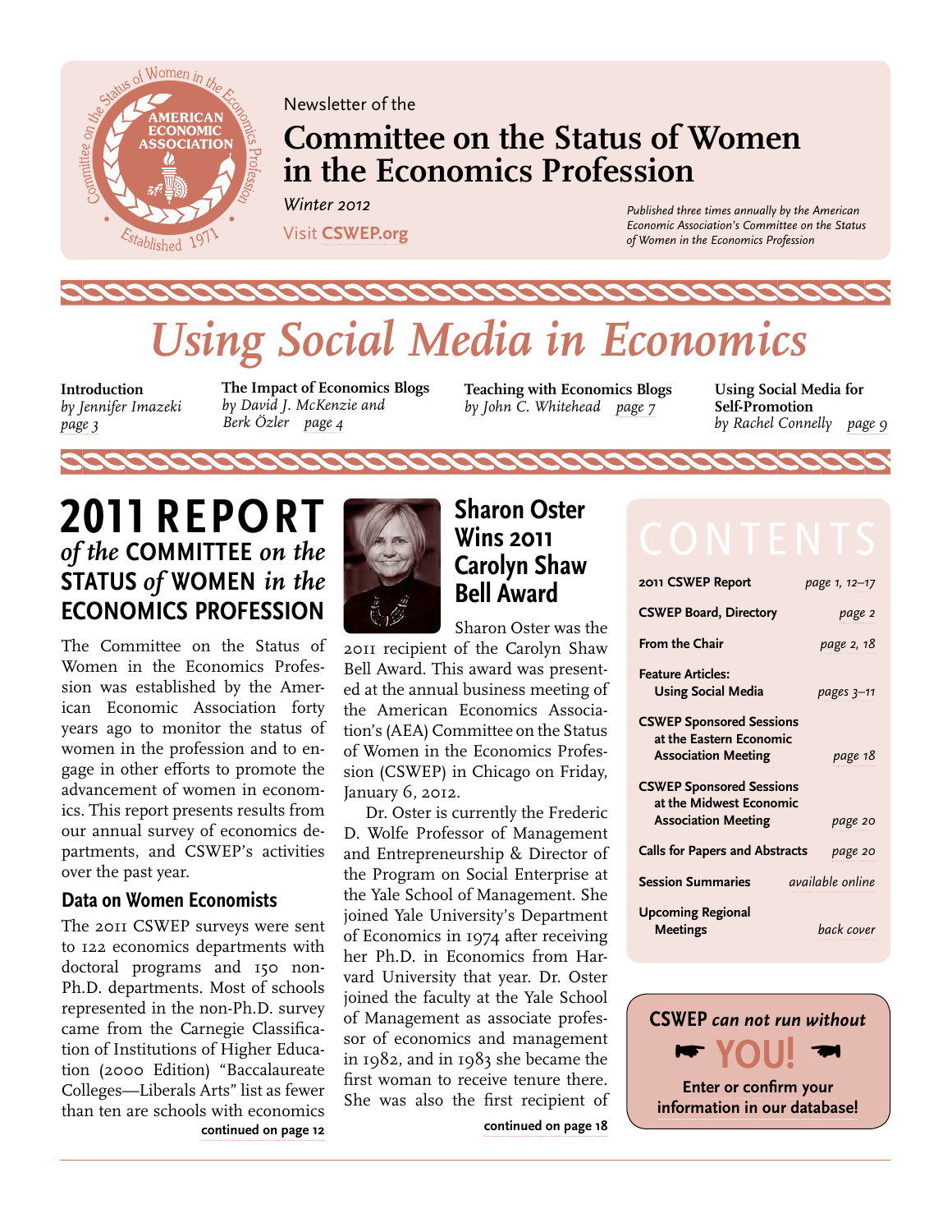Newsletter of the

# Committee on the Status of Women in the Economics Profession

*Winter 2012*

Visit **CSWEP.org**

*Published three times annually by the American Economic Association's Committee on the Status of Women in the Economics Profession*

# *Using Social Media in Economics*

**Introduction**
*by Jennifer Imazeki*
*page 3*

**The Impact of Economics Blogs**
*by David J. McKenzie and Berk Özler* *page 4*

**Teaching with Economics Blogs**
*by John C. Whitehead* *page 7*

**Using Social Media for Self-Promotion**
*by Rachel Connelly* *page 9*

## 2011 REPORT *of the* COMMITTEE *on the* STATUS *of* WOMEN *in the* ECONOMICS PROFESSION

The Committee on the Status of Women in the Economics Profession was established by the American Economic Association forty years ago to monitor the status of women in the profession and to engage in other efforts to promote the advancement of women in economics. This report presents results from our annual survey of economics departments, and CSWEP's activities over the past year.

### Data on Women Economists

The 2011 CSWEP surveys were sent to 122 economics departments with doctoral programs and 150 non-Ph.D. departments. Most of schools represented in the non-Ph.D. survey came from the Carnegie Classification of Institutions of Higher Education (2000 Edition) "Baccalaureate Colleges—Liberals Arts" list as fewer than ten are schools with economics

**continued on page 12**

## Sharon Oster Wins 2011 Carolyn Shaw Bell Award

Sharon Oster was the 2011 recipient of the Carolyn Shaw Bell Award. This award was presented at the annual business meeting of the American Economics Association's (AEA) Committee on the Status of Women in the Economics Profession (CSWEP) in Chicago on Friday, January 6, 2012.

Dr. Oster is currently the Frederic D. Wolfe Professor of Management and Entrepreneurship & Director of the Program on Social Enterprise at the Yale School of Management. She joined Yale University's Department of Economics in 1974 after receiving her Ph.D. in Economics from Harvard University that year. Dr. Oster joined the faculty at the Yale School of Management as associate professor of economics and management in 1982, and in 1983 she became the first woman to receive tenure there. She was also the first recipient of

**continued on page 18**

## CONTENTS

| | |
|---|---|
| **2011 CSWEP Report** | *page 1, 12–17* |
| **CSWEP Board, Directory** | *page 2* |
| **From the Chair** | *page 2, 18* |
| **Feature Articles: Using Social Media** | *pages 3–11* |
| **CSWEP Sponsored Sessions at the Eastern Economic Association Meeting** | *page 18* |
| **CSWEP Sponsored Sessions at the Midwest Economic Association Meeting** | *page 20* |
| **Calls for Papers and Abstracts** | *page 20* |
| **Session Summaries** | *available online* |
| **Upcoming Regional Meetings** | *back cover* |

**CSWEP *can not run without* YOU!**

**Enter or confirm your information in our database!**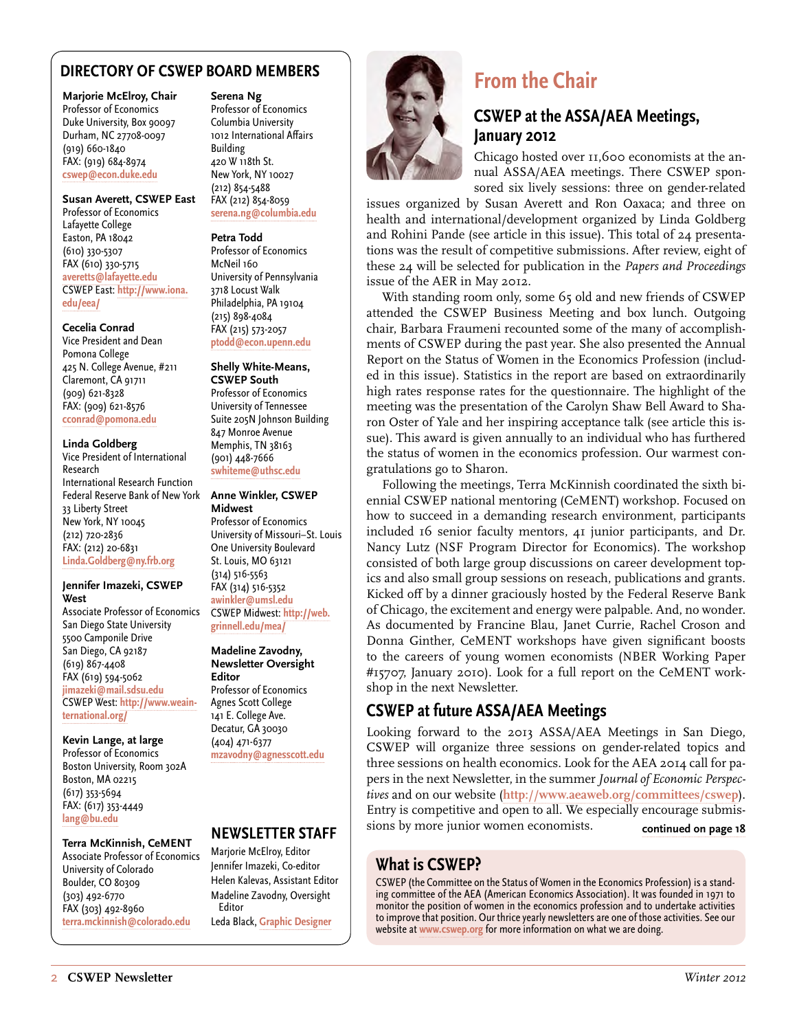## DIRECTORY OF CSWEP BOARD MEMBERS

**Marjorie McElroy, Chair**
Professor of Economics
Duke University, Box 90097
Durham, NC 27708-0097
(919) 660-1840
FAX: (919) 684-8974
cswep@econ.duke.edu

**Susan Averett, CSWEP East**
Professor of Economics
Lafayette College
Easton, PA 18042
(610) 330-5307
FAX (610) 330-5715
averetts@lafayette.edu
CSWEP East: http://www.iona.edu/eea/

**Cecelia Conrad**
Vice President and Dean
Pomona College
425 N. College Avenue, #211
Claremont, CA 91711
(909) 621-8328
FAX: (909) 621-8576
cconrad@pomona.edu

**Linda Goldberg**
Vice President of International Research
International Research Function
Federal Reserve Bank of New York
33 Liberty Street
New York, NY 10045
(212) 720-2836
FAX: (212) 20-6831
Linda.Goldberg@ny.frb.org

**Jennifer Imazeki, CSWEP West**
Associate Professor of Economics
San Diego State University
5500 Camponile Drive
San Diego, CA 92187
(619) 867-4408
FAX (619) 594-5062
jimazeki@mail.sdsu.edu
CSWEP West: http://www.weainternational.org/

**Kevin Lange, at large**
Professor of Economics
Boston University, Room 302A
Boston, MA 02215
(617) 353-5694
FAX: (617) 353-4449
lang@bu.edu

**Terra McKinnish, CeMENT**
Associate Professor of Economics
University of Colorado
Boulder, CO 80309
(303) 492-6770
FAX (303) 492-8960
terra.mckinnish@colorado.edu

**Serena Ng**
Professor of Economics
Columbia University
1012 International Affairs Building
420 W 118th St.
New York, NY 10027
(212) 854-5488
FAX (212) 854-8059
serena.ng@columbia.edu

**Petra Todd**
Professor of Economics
McNeil 160
University of Pennsylvania
3718 Locust Walk
Philadelphia, PA 19104
(215) 898-4084
FAX (215) 573-2057
ptodd@econ.upenn.edu

**Shelly White-Means, CSWEP South**
Professor of Economics
University of Tennessee
Suite 205N Johnson Building
847 Monroe Avenue
Memphis, TN 38163
(901) 448-7666
swhiteme@uthsc.edu

**Anne Winkler, CSWEP Midwest**
Professor of Economics
University of Missouri–St. Louis
One University Boulevard
St. Louis, MO 63121
(314) 516-5563
FAX (314) 516-5352
awinkler@umsl.edu
CSWEP Midwest: http://web.grinnell.edu/mea/

**Madeline Zavodny, Newsletter Oversight Editor**
Professor of Economics
Agnes Scott College
141 E. College Ave.
Decatur, GA 30030
(404) 471-6377
mzavodny@agnesscott.edu

## NEWSLETTER STAFF

Marjorie McElroy, Editor
Jennifer Imazeki, Co-editor
Helen Kalevas, Assistant Editor
Madeline Zavodny, Oversight Editor
Leda Black, Graphic Designer

# From the Chair

## CSWEP at the ASSA/AEA Meetings, January 2012

Chicago hosted over 11,600 economists at the annual ASSA/AEA meetings. There CSWEP sponsored six lively sessions: three on gender-related issues organized by Susan Averett and Ron Oaxaca; and three on health and international/development organized by Linda Goldberg and Rohini Pande (see article in this issue). This total of 24 presentations was the result of competitive submissions. After review, eight of these 24 will be selected for publication in the *Papers and Proceedings* issue of the AER in May 2012.

With standing room only, some 65 old and new friends of CSWEP attended the CSWEP Business Meeting and box lunch. Outgoing chair, Barbara Fraumeni recounted some of the many of accomplishments of CSWEP during the past year. She also presented the Annual Report on the Status of Women in the Economics Profession (included in this issue). Statistics in the report are based on extraordinarily high rates response rates for the questionnaire. The highlight of the meeting was the presentation of the Carolyn Shaw Bell Award to Sharon Oster of Yale and her inspiring acceptance talk (see article this issue). This award is given annually to an individual who has furthered the status of women in the economics profession. Our warmest congratulations go to Sharon.

Following the meetings, Terra McKinnish coordinated the sixth biennial CSWEP national mentoring (CeMENT) workshop. Focused on how to succeed in a demanding research environment, participants included 16 senior faculty mentors, 41 junior participants, and Dr. Nancy Lutz (NSF Program Director for Economics). The workshop consisted of both large group discussions on career development topics and also small group sessions on reseach, publications and grants. Kicked off by a dinner graciously hosted by the Federal Reserve Bank of Chicago, the excitement and energy were palpable. And, no wonder. As documented by Francine Blau, Janet Currie, Rachel Croson and Donna Ginther, CeMENT workshops have given significant boosts to the careers of young women economists (NBER Working Paper #15707, January 2010). Look for a full report on the CeMENT workshop in the next Newsletter.

## CSWEP at future ASSA/AEA Meetings

Looking forward to the 2013 ASSA/AEA Meetings in San Diego, CSWEP will organize three sessions on gender-related topics and three sessions on health economics. Look for the AEA 2014 call for papers in the next Newsletter, in the summer *Journal of Economic Perspectives* and on our website (http://www.aeaweb.org/committees/cswep). Entry is competitive and open to all. We especially encourage submissions by more junior women economists.

**continued on page 18**

## What is CSWEP?

CSWEP (the Committee on the Status of Women in the Economics Profession) is a standing committee of the AEA (American Economics Association). It was founded in 1971 to monitor the position of women in the economics profession and to undertake activities to improve that position. Our thrice yearly newsletters are one of those activities. See our website at www.cswep.org for more information on what we are doing.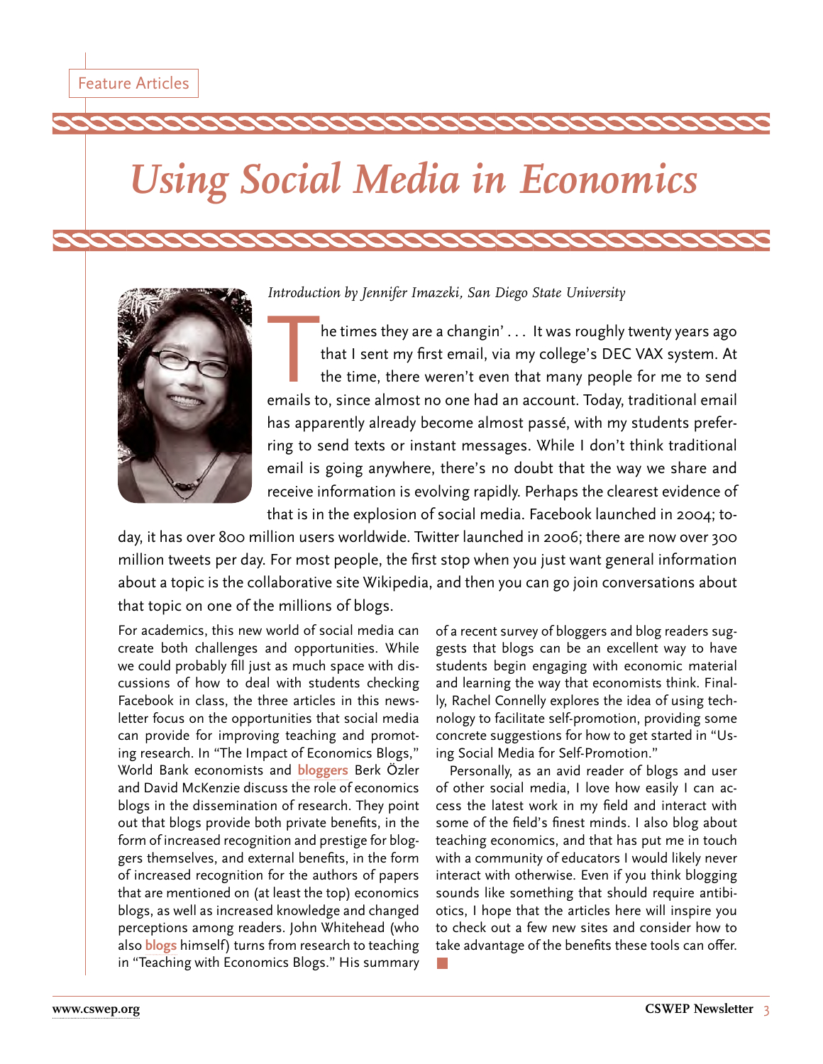Feature Articles

# *Using Social Media in Economics*

*Introduction by Jennifer Imazeki, San Diego State University*

The times they are a changin' . . . It was roughly twenty years ago that I sent my first email, via my college's DEC VAX system. At the time, there weren't even that many people for me to send emails to, since almost no one had an account. Today, traditional email has apparently already become almost passé, with my students preferring to send texts or instant messages. While I don't think traditional email is going anywhere, there's no doubt that the way we share and receive information is evolving rapidly. Perhaps the clearest evidence of that is in the explosion of social media. Facebook launched in 2004; today, it has over 800 million users worldwide. Twitter launched in 2006; there are now over 300 million tweets per day. For most people, the first stop when you just want general information about a topic is the collaborative site Wikipedia, and then you can go join conversations about that topic on one of the millions of blogs.

For academics, this new world of social media can create both challenges and opportunities. While we could probably fill just as much space with discussions of how to deal with students checking Facebook in class, the three articles in this newsletter focus on the opportunities that social media can provide for improving teaching and promoting research. In "The Impact of Economics Blogs," World Bank economists and **bloggers** Berk Özler and David McKenzie discuss the role of economics blogs in the dissemination of research. They point out that blogs provide both private benefits, in the form of increased recognition and prestige for bloggers themselves, and external benefits, in the form of increased recognition for the authors of papers that are mentioned on (at least the top) economics blogs, as well as increased knowledge and changed perceptions among readers. John Whitehead (who also **blogs** himself) turns from research to teaching in "Teaching with Economics Blogs." His summary of a recent survey of bloggers and blog readers suggests that blogs can be an excellent way to have students begin engaging with economic material and learning the way that economists think. Finally, Rachel Connelly explores the idea of using technology to facilitate self-promotion, providing some concrete suggestions for how to get started in "Using Social Media for Self-Promotion."

Personally, as an avid reader of blogs and user of other social media, I love how easily I can access the latest work in my field and interact with some of the field's finest minds. I also blog about teaching economics, and that has put me in touch with a community of educators I would likely never interact with otherwise. Even if you think blogging sounds like something that should require antibiotics, I hope that the articles here will inspire you to check out a few new sites and consider how to take advantage of the benefits these tools can offer. ■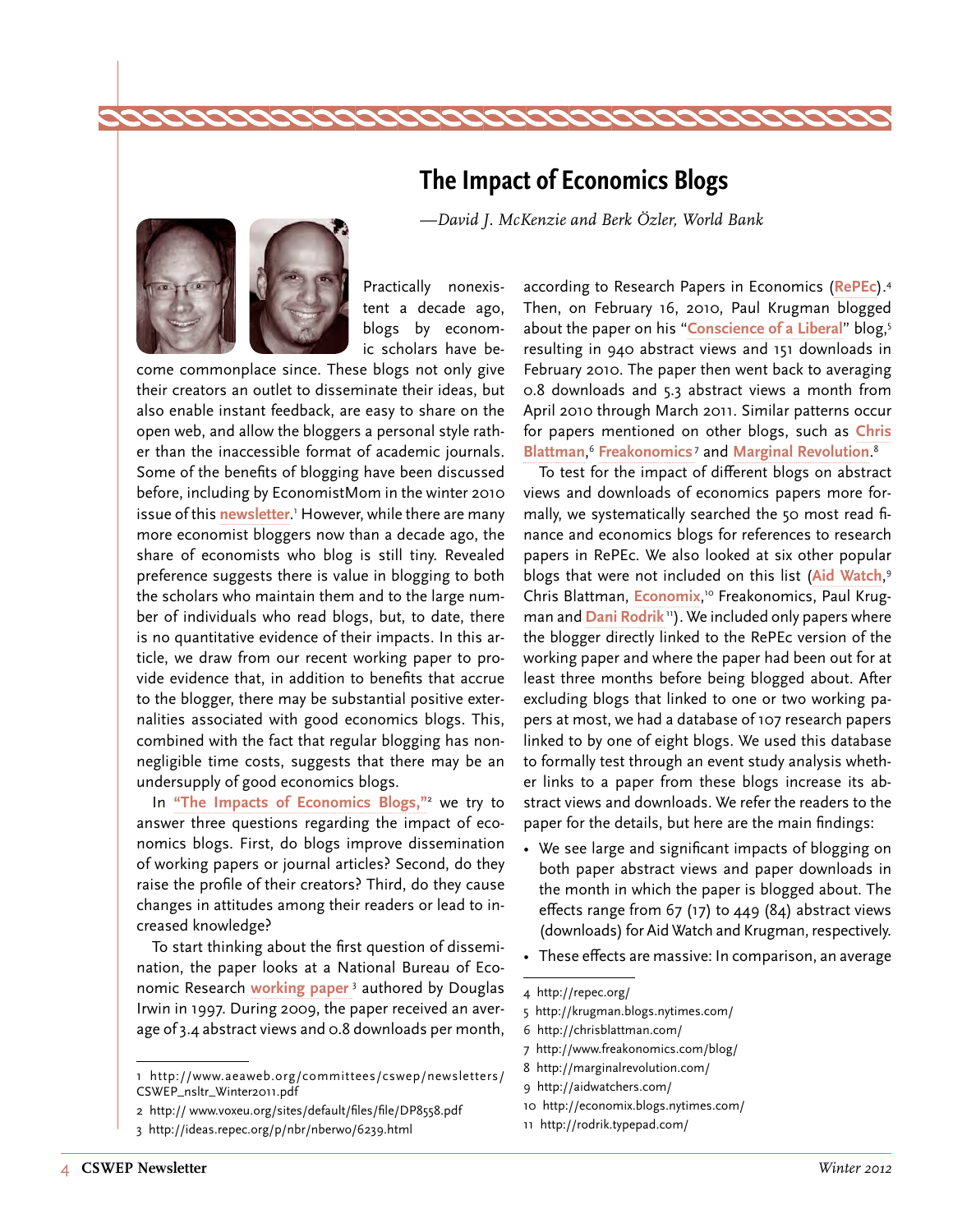# The Impact of Economics Blogs

*—David J. McKenzie and Berk Özler, World Bank*

Practically nonexistent a decade ago, blogs by economic scholars have become commonplace since. These blogs not only give their creators an outlet to disseminate their ideas, but also enable instant feedback, are easy to share on the open web, and allow the bloggers a personal style rather than the inaccessible format of academic journals. Some of the benefits of blogging have been discussed before, including by EconomistMom in the winter 2010 issue of this **newsletter**.[1] However, while there are many more economist bloggers now than a decade ago, the share of economists who blog is still tiny. Revealed preference suggests there is value in blogging to both the scholars who maintain them and to the large number of individuals who read blogs, but, to date, there is no quantitative evidence of their impacts. In this article, we draw from our recent working paper to provide evidence that, in addition to benefits that accrue to the blogger, there may be substantial positive externalities associated with good economics blogs. This, combined with the fact that regular blogging has non-negligible time costs, suggests that there may be an undersupply of good economics blogs.

In **"The Impacts of Economics Blogs,"**[2] we try to answer three questions regarding the impact of economics blogs. First, do blogs improve dissemination of working papers or journal articles? Second, do they raise the profile of their creators? Third, do they cause changes in attitudes among their readers or lead to increased knowledge?

To start thinking about the first question of dissemination, the paper looks at a National Bureau of Economic Research **working paper**[3] authored by Douglas Irwin in 1997. During 2009, the paper received an average of 3.4 abstract views and 0.8 downloads per month, according to Research Papers in Economics (**RePEc**).[4] Then, on February 16, 2010, Paul Krugman blogged about the paper on his "**Conscience of a Liberal**" blog,[5] resulting in 940 abstract views and 151 downloads in February 2010. The paper then went back to averaging 0.8 downloads and 5.3 abstract views a month from April 2010 through March 2011. Similar patterns occur for papers mentioned on other blogs, such as **Chris Blattman**,[6] **Freakonomics**[7] and **Marginal Revolution**.[8]

To test for the impact of different blogs on abstract views and downloads of economics papers more formally, we systematically searched the 50 most read finance and economics blogs for references to research papers in RePEc. We also looked at six other popular blogs that were not included on this list (**Aid Watch**,[9] Chris Blattman, **Economix**,[10] Freakonomics, Paul Krugman and **Dani Rodrik**[11]). We included only papers where the blogger directly linked to the RePEc version of the working paper and where the paper had been out for at least three months before being blogged about. After excluding blogs that linked to one or two working papers at most, we had a database of 107 research papers linked to by one of eight blogs. We used this database to formally test through an event study analysis whether links to a paper from these blogs increase its abstract views and downloads. We refer the readers to the paper for the details, but here are the main findings:

- We see large and significant impacts of blogging on both paper abstract views and paper downloads in the month in which the paper is blogged about. The effects range from 67 (17) to 449 (84) abstract views (downloads) for Aid Watch and Krugman, respectively.
- These effects are massive: In comparison, an average

---

1 http://www.aeaweb.org/committees/cswep/newsletters/CSWEP_nsltr_Winter2011.pdf

2 http:// www.voxeu.org/sites/default/files/file/DP8558.pdf

3 http://ideas.repec.org/p/nbr/nberwo/6239.html

4 http://repec.org/

5 http://krugman.blogs.nytimes.com/

6 http://chrisblattman.com/

7 http://www.freakonomics.com/blog/

8 http://marginalrevolution.com/

9 http://aidwatchers.com/

10 http://economix.blogs.nytimes.com/

11 http://rodrik.typepad.com/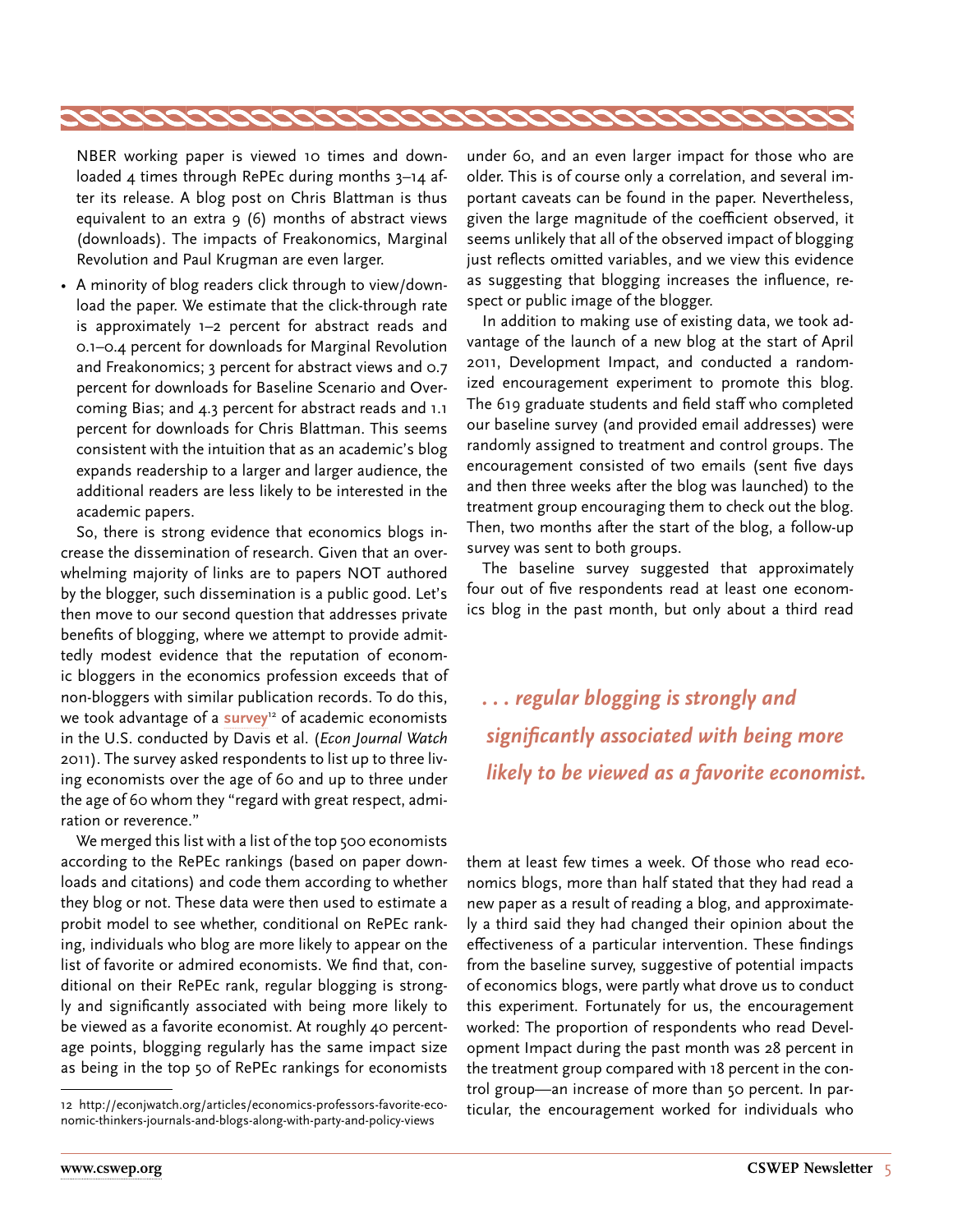NBER working paper is viewed 10 times and downloaded 4 times through RePEc during months 3–14 after its release. A blog post on Chris Blattman is thus equivalent to an extra 9 (6) months of abstract views (downloads). The impacts of Freakonomics, Marginal Revolution and Paul Krugman are even larger.

- A minority of blog readers click through to view/download the paper. We estimate that the click-through rate is approximately 1–2 percent for abstract reads and 0.1–0.4 percent for downloads for Marginal Revolution and Freakonomics; 3 percent for abstract views and 0.7 percent for downloads for Baseline Scenario and Overcoming Bias; and 4.3 percent for abstract reads and 1.1 percent for downloads for Chris Blattman. This seems consistent with the intuition that as an academic's blog expands readership to a larger and larger audience, the additional readers are less likely to be interested in the academic papers.

So, there is strong evidence that economics blogs increase the dissemination of research. Given that an overwhelming majority of links are to papers NOT authored by the blogger, such dissemination is a public good. Let's then move to our second question that addresses private benefits of blogging, where we attempt to provide admittedly modest evidence that the reputation of economic bloggers in the economics profession exceeds that of non-bloggers with similar publication records. To do this, we took advantage of a survey[12] of academic economists in the U.S. conducted by Davis et al. (*Econ Journal Watch* 2011). The survey asked respondents to list up to three living economists over the age of 60 and up to three under the age of 60 whom they "regard with great respect, admiration or reverence."

We merged this list with a list of the top 500 economists according to the RePEc rankings (based on paper downloads and citations) and code them according to whether they blog or not. These data were then used to estimate a probit model to see whether, conditional on RePEc ranking, individuals who blog are more likely to appear on the list of favorite or admired economists. We find that, conditional on their RePEc rank, regular blogging is strongly and significantly associated with being more likely to be viewed as a favorite economist. At roughly 40 percentage points, blogging regularly has the same impact size as being in the top 50 of RePEc rankings for economists under 60, and an even larger impact for those who are older. This is of course only a correlation, and several important caveats can be found in the paper. Nevertheless, given the large magnitude of the coefficient observed, it seems unlikely that all of the observed impact of blogging just reflects omitted variables, and we view this evidence as suggesting that blogging increases the influence, respect or public image of the blogger.

In addition to making use of existing data, we took advantage of the launch of a new blog at the start of April 2011, Development Impact, and conducted a randomized encouragement experiment to promote this blog. The 619 graduate students and field staff who completed our baseline survey (and provided email addresses) were randomly assigned to treatment and control groups. The encouragement consisted of two emails (sent five days and then three weeks after the blog was launched) to the treatment group encouraging them to check out the blog. Then, two months after the start of the blog, a follow-up survey was sent to both groups.

The baseline survey suggested that approximately four out of five respondents read at least one economics blog in the past month, but only about a third read them at least few times a week. Of those who read economics blogs, more than half stated that they had read a new paper as a result of reading a blog, and approximately a third said they had changed their opinion about the effectiveness of a particular intervention. These findings from the baseline survey, suggestive of potential impacts of economics blogs, were partly what drove us to conduct this experiment. Fortunately for us, the encouragement worked: The proportion of respondents who read Development Impact during the past month was 28 percent in the treatment group compared with 18 percent in the control group—an increase of more than 50 percent. In particular, the encouragement worked for individuals who

> ***. . . regular blogging is strongly and significantly associated with being more likely to be viewed as a favorite economist.***

12 http://econjwatch.org/articles/economics-professors-favorite-economic-thinkers-journals-and-blogs-along-with-party-and-policy-views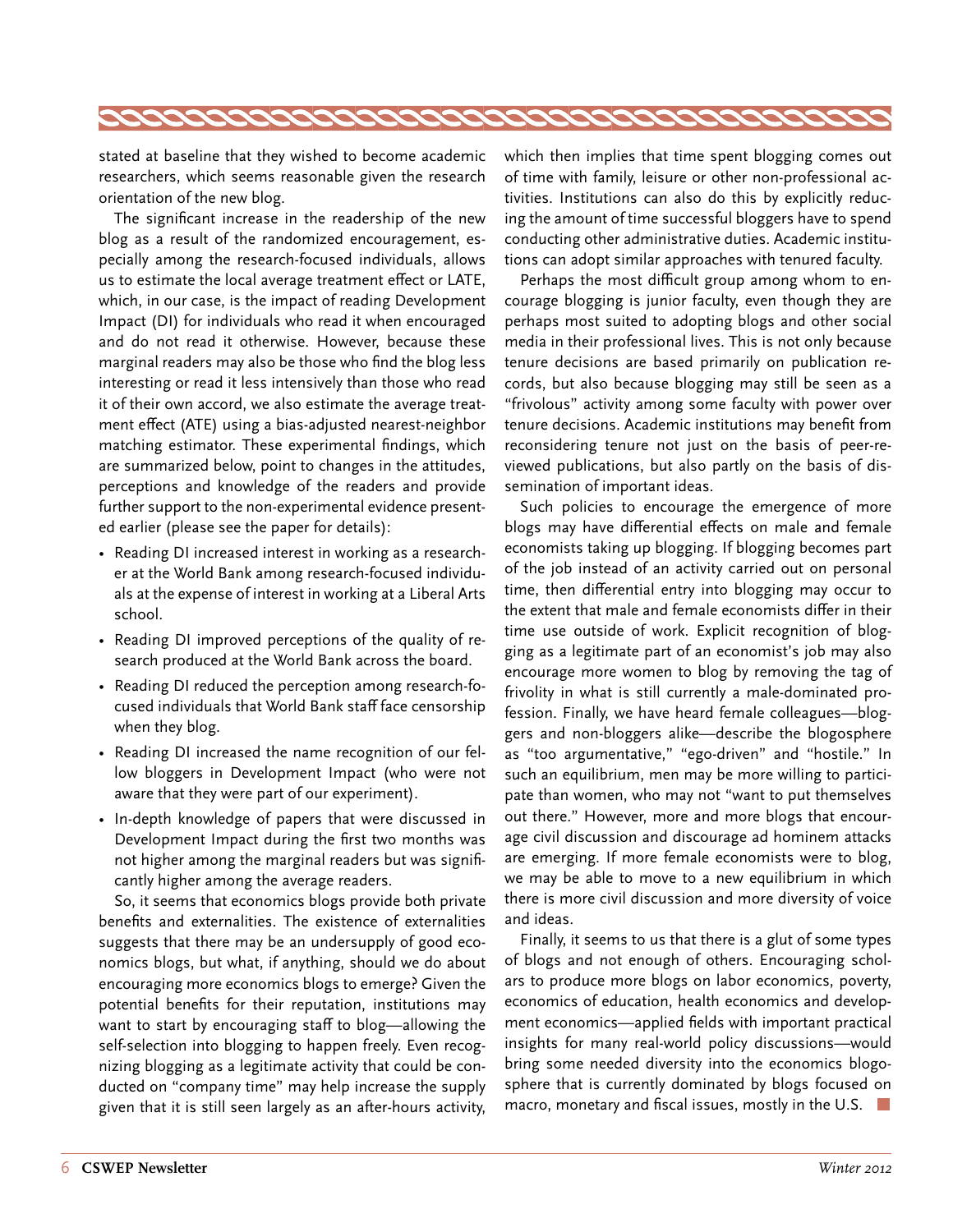stated at baseline that they wished to become academic researchers, which seems reasonable given the research orientation of the new blog.

The significant increase in the readership of the new blog as a result of the randomized encouragement, especially among the research-focused individuals, allows us to estimate the local average treatment effect or LATE, which, in our case, is the impact of reading Development Impact (DI) for individuals who read it when encouraged and do not read it otherwise. However, because these marginal readers may also be those who find the blog less interesting or read it less intensively than those who read it of their own accord, we also estimate the average treatment effect (ATE) using a bias-adjusted nearest-neighbor matching estimator. These experimental findings, which are summarized below, point to changes in the attitudes, perceptions and knowledge of the readers and provide further support to the non-experimental evidence presented earlier (please see the paper for details):

- Reading DI increased interest in working as a researcher at the World Bank among research-focused individuals at the expense of interest in working at a Liberal Arts school.
- Reading DI improved perceptions of the quality of research produced at the World Bank across the board.
- Reading DI reduced the perception among research-focused individuals that World Bank staff face censorship when they blog.
- Reading DI increased the name recognition of our fellow bloggers in Development Impact (who were not aware that they were part of our experiment).
- In-depth knowledge of papers that were discussed in Development Impact during the first two months was not higher among the marginal readers but was significantly higher among the average readers.

So, it seems that economics blogs provide both private benefits and externalities. The existence of externalities suggests that there may be an undersupply of good economics blogs, but what, if anything, should we do about encouraging more economics blogs to emerge? Given the potential benefits for their reputation, institutions may want to start by encouraging staff to blog—allowing the self-selection into blogging to happen freely. Even recognizing blogging as a legitimate activity that could be conducted on "company time" may help increase the supply given that it is still seen largely as an after-hours activity, which then implies that time spent blogging comes out of time with family, leisure or other non-professional activities. Institutions can also do this by explicitly reducing the amount of time successful bloggers have to spend conducting other administrative duties. Academic institutions can adopt similar approaches with tenured faculty.

Perhaps the most difficult group among whom to encourage blogging is junior faculty, even though they are perhaps most suited to adopting blogs and other social media in their professional lives. This is not only because tenure decisions are based primarily on publication records, but also because blogging may still be seen as a "frivolous" activity among some faculty with power over tenure decisions. Academic institutions may benefit from reconsidering tenure not just on the basis of peer-reviewed publications, but also partly on the basis of dissemination of important ideas.

Such policies to encourage the emergence of more blogs may have differential effects on male and female economists taking up blogging. If blogging becomes part of the job instead of an activity carried out on personal time, then differential entry into blogging may occur to the extent that male and female economists differ in their time use outside of work. Explicit recognition of blogging as a legitimate part of an economist's job may also encourage more women to blog by removing the tag of frivolity in what is still currently a male-dominated profession. Finally, we have heard female colleagues—bloggers and non-bloggers alike—describe the blogosphere as "too argumentative," "ego-driven" and "hostile." In such an equilibrium, men may be more willing to participate than women, who may not "want to put themselves out there." However, more and more blogs that encourage civil discussion and discourage ad hominem attacks are emerging. If more female economists were to blog, we may be able to move to a new equilibrium in which there is more civil discussion and more diversity of voice and ideas.

Finally, it seems to us that there is a glut of some types of blogs and not enough of others. Encouraging scholars to produce more blogs on labor economics, poverty, economics of education, health economics and development economics—applied fields with important practical insights for many real-world policy discussions—would bring some needed diversity into the economics blogosphere that is currently dominated by blogs focused on macro, monetary and fiscal issues, mostly in the U.S.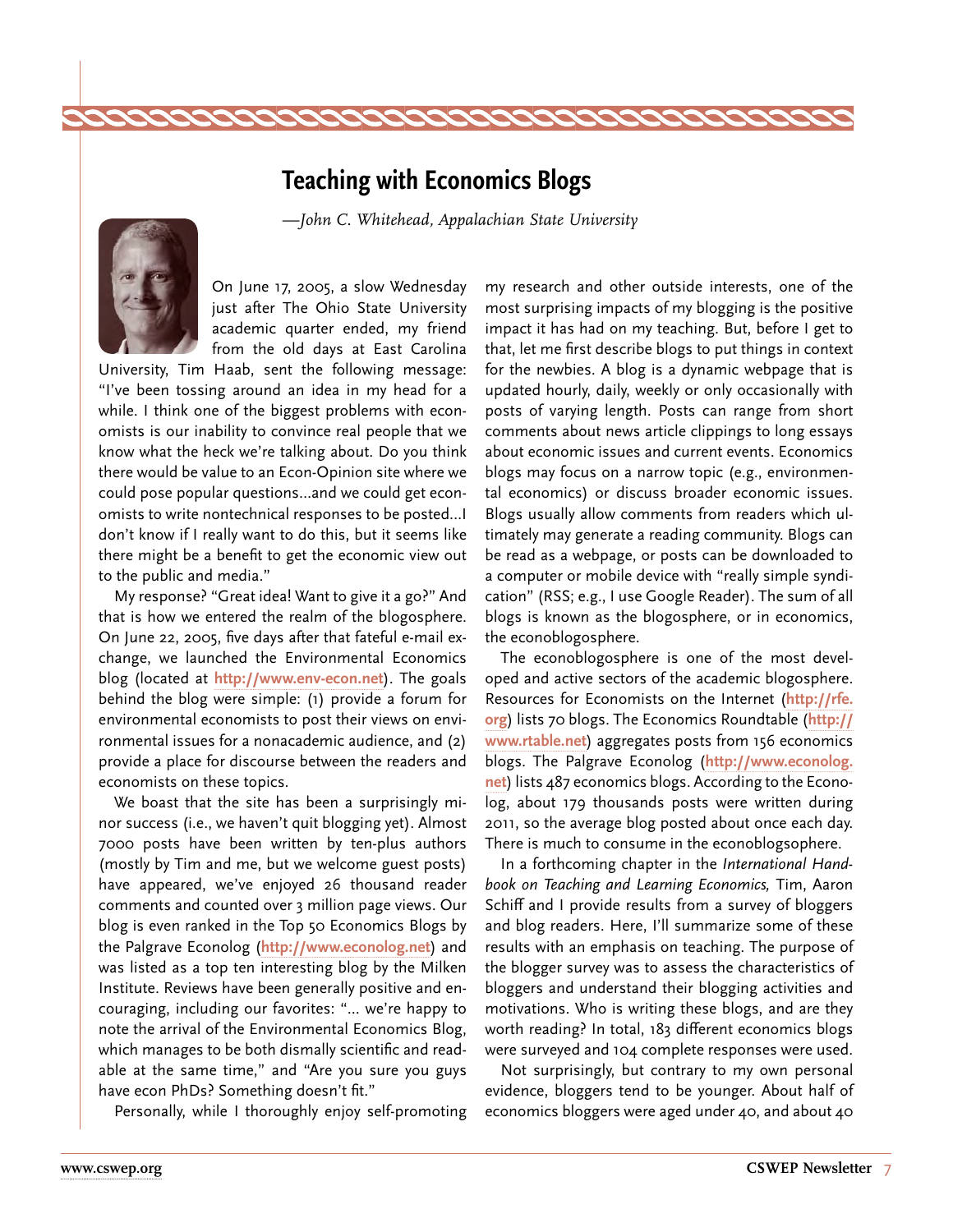# Teaching with Economics Blogs

*—John C. Whitehead, Appalachian State University*

On June 17, 2005, a slow Wednesday just after The Ohio State University academic quarter ended, my friend from the old days at East Carolina University, Tim Haab, sent the following message: "I've been tossing around an idea in my head for a while. I think one of the biggest problems with economists is our inability to convince real people that we know what the heck we're talking about. Do you think there would be value to an Econ-Opinion site where we could pose popular questions…and we could get economists to write nontechnical responses to be posted…I don't know if I really want to do this, but it seems like there might be a benefit to get the economic view out to the public and media."

My response? "Great idea! Want to give it a go?" And that is how we entered the realm of the blogosphere. On June 22, 2005, five days after that fateful e-mail exchange, we launched the Environmental Economics blog (located at **http://www.env-econ.net**). The goals behind the blog were simple: (1) provide a forum for environmental economists to post their views on environmental issues for a nonacademic audience, and (2) provide a place for discourse between the readers and economists on these topics.

We boast that the site has been a surprisingly minor success (i.e., we haven't quit blogging yet). Almost 7000 posts have been written by ten-plus authors (mostly by Tim and me, but we welcome guest posts) have appeared, we've enjoyed 26 thousand reader comments and counted over 3 million page views. Our blog is even ranked in the Top 50 Economics Blogs by the Palgrave Econolog (**http://www.econolog.net**) and was listed as a top ten interesting blog by the Milken Institute. Reviews have been generally positive and encouraging, including our favorites: "… we're happy to note the arrival of the Environmental Economics Blog, which manages to be both dismally scientific and readable at the same time," and "Are you sure you guys have econ PhDs? Something doesn't fit."

Personally, while I thoroughly enjoy self-promoting my research and other outside interests, one of the most surprising impacts of my blogging is the positive impact it has had on my teaching. But, before I get to that, let me first describe blogs to put things in context for the newbies. A blog is a dynamic webpage that is updated hourly, daily, weekly or only occasionally with posts of varying length. Posts can range from short comments about news article clippings to long essays about economic issues and current events. Economics blogs may focus on a narrow topic (e.g., environmental economics) or discuss broader economic issues. Blogs usually allow comments from readers which ultimately may generate a reading community. Blogs can be read as a webpage, or posts can be downloaded to a computer or mobile device with "really simple syndication" (RSS; e.g., I use Google Reader). The sum of all blogs is known as the blogosphere, or in economics, the econoblogosphere.

The econoblogosphere is one of the most developed and active sectors of the academic blogosphere. Resources for Economists on the Internet (**http://rfe.org**) lists 70 blogs. The Economics Roundtable (**http://www.rtable.net**) aggregates posts from 156 economics blogs. The Palgrave Econolog (**http://www.econolog.net**) lists 487 economics blogs. According to the Econolog, about 179 thousands posts were written during 2011, so the average blog posted about once each day. There is much to consume in the econoblogsophere.

In a forthcoming chapter in the *International Handbook on Teaching and Learning Economics,* Tim, Aaron Schiff and I provide results from a survey of bloggers and blog readers. Here, I'll summarize some of these results with an emphasis on teaching. The purpose of the blogger survey was to assess the characteristics of bloggers and understand their blogging activities and motivations. Who is writing these blogs, and are they worth reading? In total, 183 different economics blogs were surveyed and 104 complete responses were used.

Not surprisingly, but contrary to my own personal evidence, bloggers tend to be younger. About half of economics bloggers were aged under 40, and about 40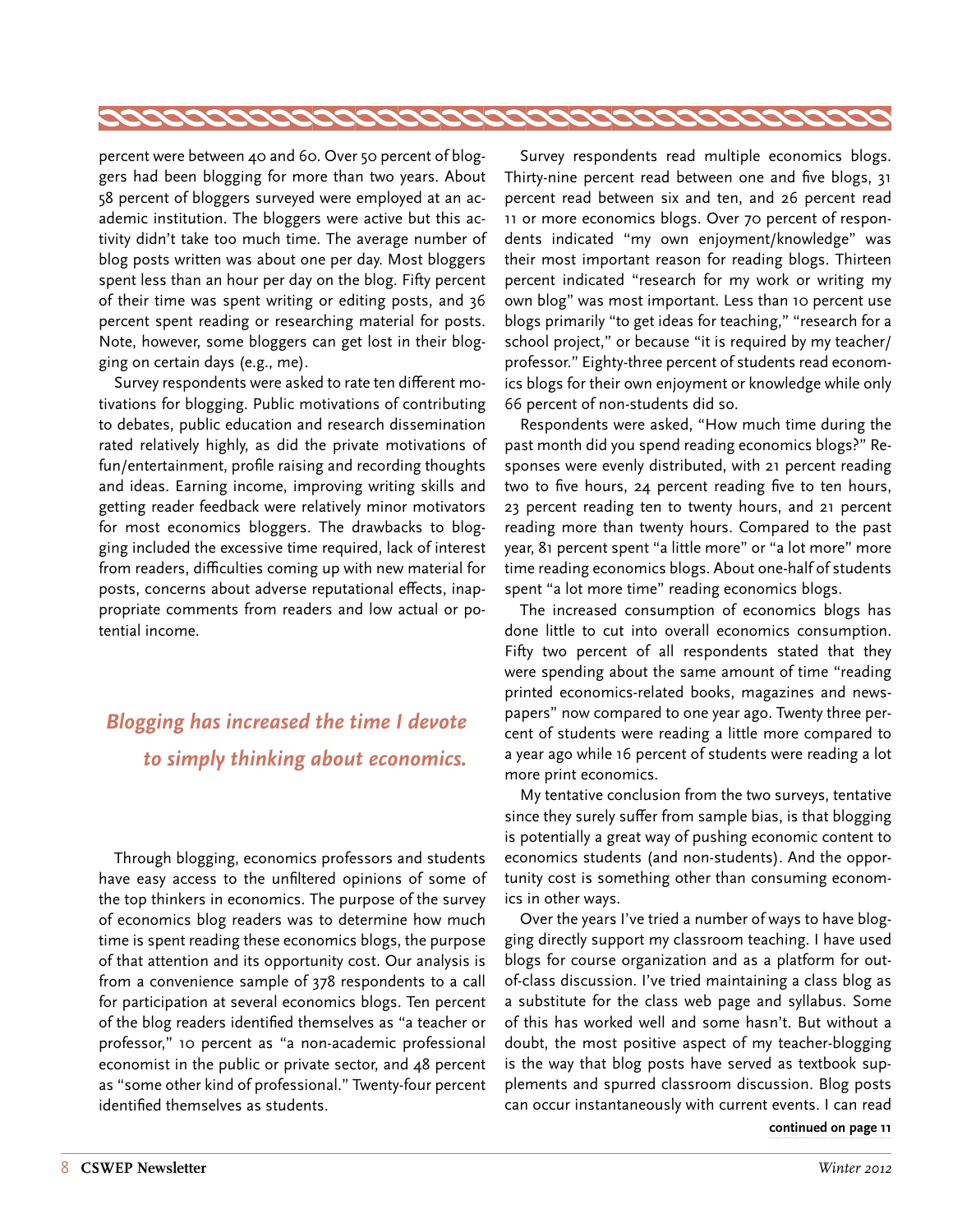percent were between 40 and 60. Over 50 percent of bloggers had been blogging for more than two years. About 58 percent of bloggers surveyed were employed at an academic institution. The bloggers were active but this activity didn't take too much time. The average number of blog posts written was about one per day. Most bloggers spent less than an hour per day on the blog. Fifty percent of their time was spent writing or editing posts, and 36 percent spent reading or researching material for posts. Note, however, some bloggers can get lost in their blogging on certain days (e.g., me).

Survey respondents were asked to rate ten different motivations for blogging. Public motivations of contributing to debates, public education and research dissemination rated relatively highly, as did the private motivations of fun/entertainment, profile raising and recording thoughts and ideas. Earning income, improving writing skills and getting reader feedback were relatively minor motivators for most economics bloggers. The drawbacks to blogging included the excessive time required, lack of interest from readers, difficulties coming up with new material for posts, concerns about adverse reputational effects, inappropriate comments from readers and low actual or potential income.

*Blogging has increased the time I devote to simply thinking about economics.*

Through blogging, economics professors and students have easy access to the unfiltered opinions of some of the top thinkers in economics. The purpose of the survey of economics blog readers was to determine how much time is spent reading these economics blogs, the purpose of that attention and its opportunity cost. Our analysis is from a convenience sample of 378 respondents to a call for participation at several economics blogs. Ten percent of the blog readers identified themselves as "a teacher or professor," 10 percent as "a non-academic professional economist in the public or private sector, and 48 percent as "some other kind of professional." Twenty-four percent identified themselves as students.

Survey respondents read multiple economics blogs. Thirty-nine percent read between one and five blogs, 31 percent read between six and ten, and 26 percent read 11 or more economics blogs. Over 70 percent of respondents indicated "my own enjoyment/knowledge" was their most important reason for reading blogs. Thirteen percent indicated "research for my work or writing my own blog" was most important. Less than 10 percent use blogs primarily "to get ideas for teaching," "research for a school project," or because "it is required by my teacher/professor." Eighty-three percent of students read economics blogs for their own enjoyment or knowledge while only 66 percent of non-students did so.

Respondents were asked, "How much time during the past month did you spend reading economics blogs?" Responses were evenly distributed, with 21 percent reading two to five hours, 24 percent reading five to ten hours, 23 percent reading ten to twenty hours, and 21 percent reading more than twenty hours. Compared to the past year, 81 percent spent "a little more" or "a lot more" more time reading economics blogs. About one-half of students spent "a lot more time" reading economics blogs.

The increased consumption of economics blogs has done little to cut into overall economics consumption. Fifty two percent of all respondents stated that they were spending about the same amount of time "reading printed economics-related books, magazines and newspapers" now compared to one year ago. Twenty three percent of students were reading a little more compared to a year ago while 16 percent of students were reading a lot more print economics.

My tentative conclusion from the two surveys, tentative since they surely suffer from sample bias, is that blogging is potentially a great way of pushing economic content to economics students (and non-students). And the opportunity cost is something other than consuming economics in other ways.

Over the years I've tried a number of ways to have blogging directly support my classroom teaching. I have used blogs for course organization and as a platform for out-of-class discussion. I've tried maintaining a class blog as a substitute for the class web page and syllabus. Some of this has worked well and some hasn't. But without a doubt, the most positive aspect of my teacher-blogging is the way that blog posts have served as textbook supplements and spurred classroom discussion. Blog posts can occur instantaneously with current events. I can read

**continued on page 11**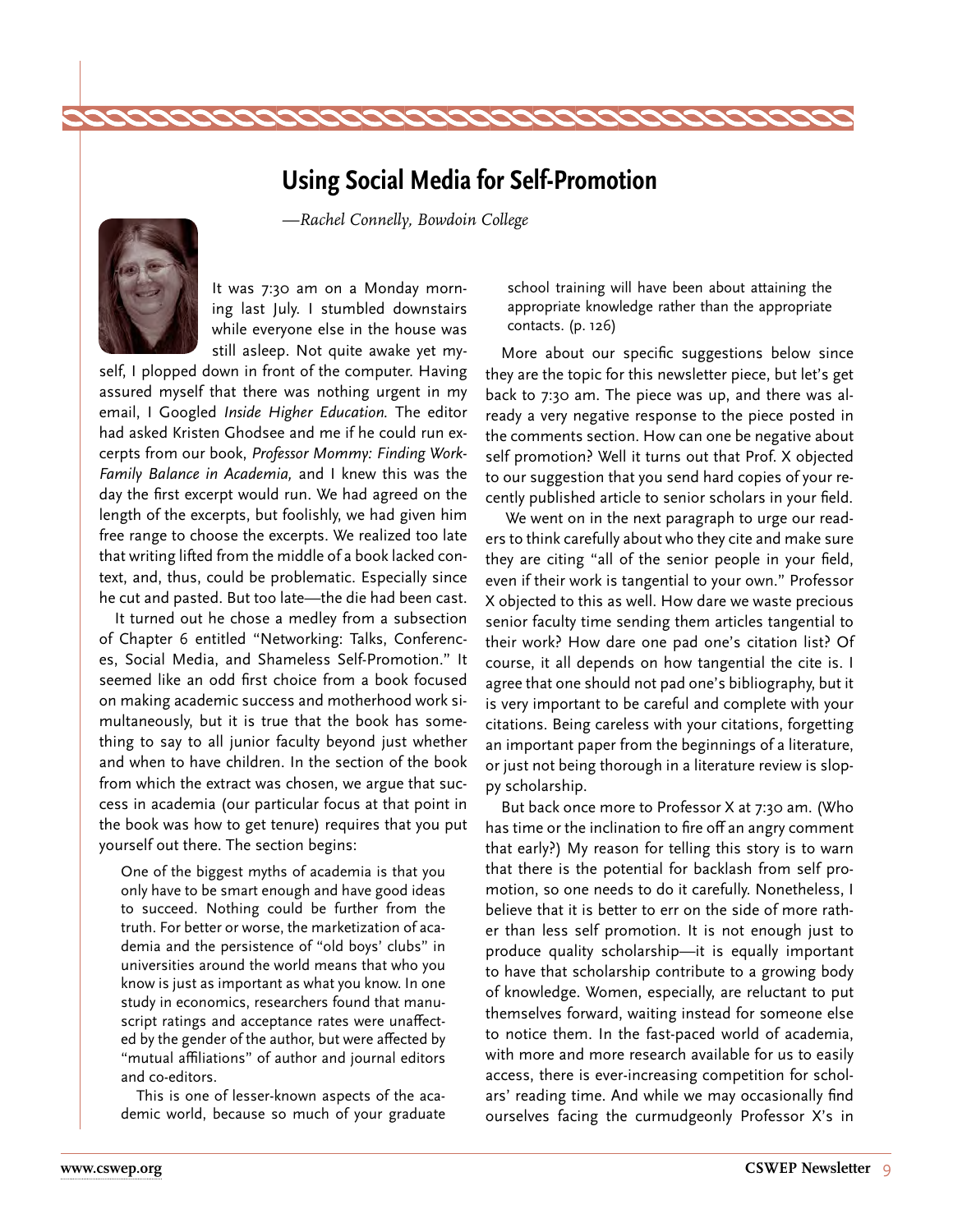# Using Social Media for Self-Promotion

*—Rachel Connelly, Bowdoin College*

It was 7:30 am on a Monday morning last July. I stumbled downstairs while everyone else in the house was still asleep. Not quite awake yet myself, I plopped down in front of the computer. Having assured myself that there was nothing urgent in my email, I Googled *Inside Higher Education*. The editor had asked Kristen Ghodsee and me if he could run excerpts from our book, *Professor Mommy: Finding Work-Family Balance in Academia,* and I knew this was the day the first excerpt would run. We had agreed on the length of the excerpts, but foolishly, we had given him free range to choose the excerpts. We realized too late that writing lifted from the middle of a book lacked context, and, thus, could be problematic. Especially since he cut and pasted. But too late—the die had been cast.

It turned out he chose a medley from a subsection of Chapter 6 entitled "Networking: Talks, Conferences, Social Media, and Shameless Self-Promotion." It seemed like an odd first choice from a book focused on making academic success and motherhood work simultaneously, but it is true that the book has something to say to all junior faculty beyond just whether and when to have children. In the section of the book from which the extract was chosen, we argue that success in academia (our particular focus at that point in the book was how to get tenure) requires that you put yourself out there. The section begins:

> One of the biggest myths of academia is that you only have to be smart enough and have good ideas to succeed. Nothing could be further from the truth. For better or worse, the marketization of academia and the persistence of "old boys' clubs" in universities around the world means that who you know is just as important as what you know. In one study in economics, researchers found that manuscript ratings and acceptance rates were unaffected by the gender of the author, but were affected by "mutual affiliations" of author and journal editors and co-editors.
>
> This is one of lesser-known aspects of the academic world, because so much of your graduate school training will have been about attaining the appropriate knowledge rather than the appropriate contacts. (p. 126)

More about our specific suggestions below since they are the topic for this newsletter piece, but let's get back to 7:30 am. The piece was up, and there was already a very negative response to the piece posted in the comments section. How can one be negative about self promotion? Well it turns out that Prof. X objected to our suggestion that you send hard copies of your recently published article to senior scholars in your field.

We went on in the next paragraph to urge our readers to think carefully about who they cite and make sure they are citing "all of the senior people in your field, even if their work is tangential to your own." Professor X objected to this as well. How dare we waste precious senior faculty time sending them articles tangential to their work? How dare one pad one's citation list? Of course, it all depends on how tangential the cite is. I agree that one should not pad one's bibliography, but it is very important to be careful and complete with your citations. Being careless with your citations, forgetting an important paper from the beginnings of a literature, or just not being thorough in a literature review is sloppy scholarship.

But back once more to Professor X at 7:30 am. (Who has time or the inclination to fire off an angry comment that early?) My reason for telling this story is to warn that there is the potential for backlash from self promotion, so one needs to do it carefully. Nonetheless, I believe that it is better to err on the side of more rather than less self promotion. It is not enough just to produce quality scholarship—it is equally important to have that scholarship contribute to a growing body of knowledge. Women, especially, are reluctant to put themselves forward, waiting instead for someone else to notice them. In the fast-paced world of academia, with more and more research available for us to easily access, there is ever-increasing competition for scholars' reading time. And while we may occasionally find ourselves facing the curmudgeonly Professor X's in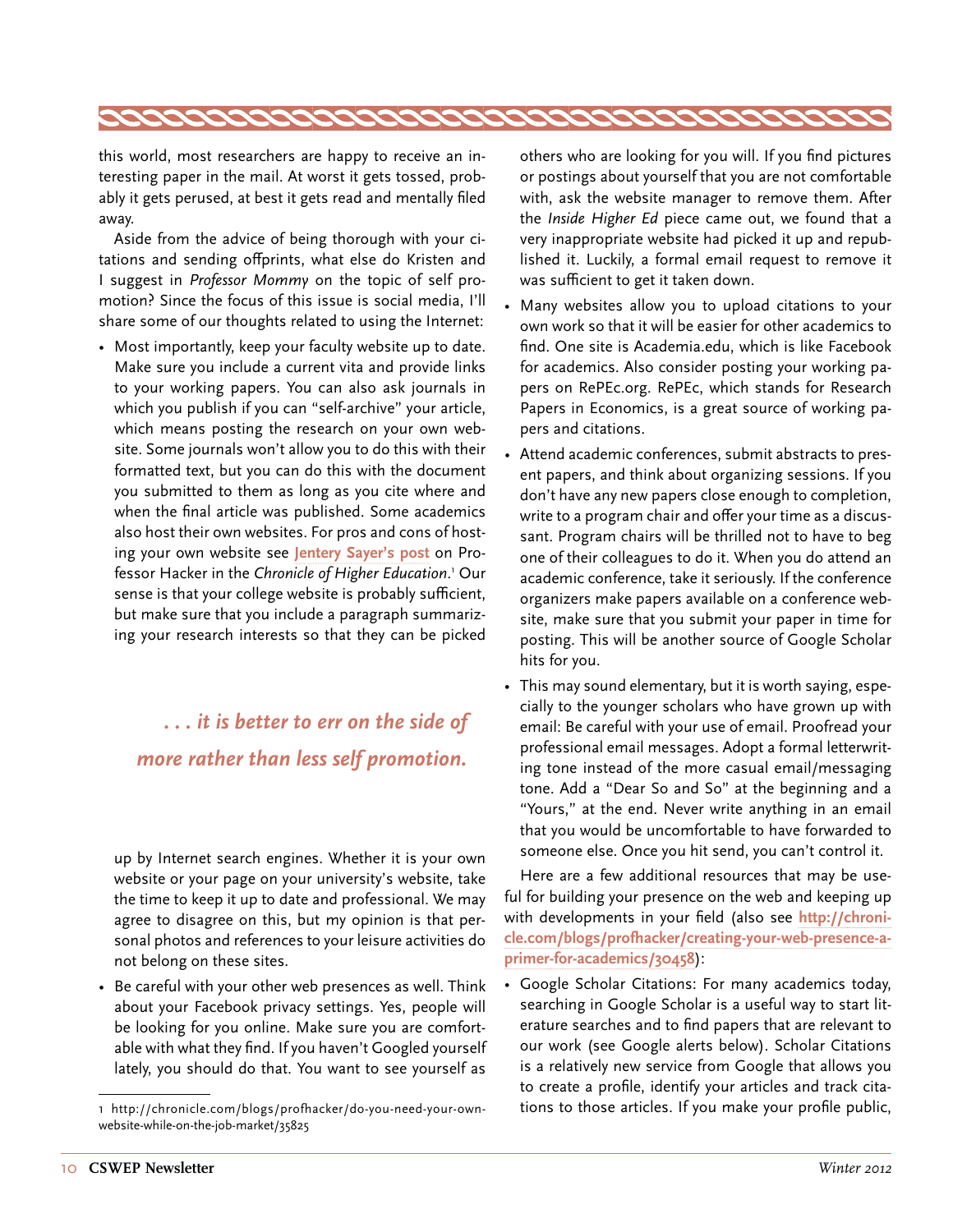this world, most researchers are happy to receive an interesting paper in the mail. At worst it gets tossed, probably it gets perused, at best it gets read and mentally filed away.

Aside from the advice of being thorough with your citations and sending offprints, what else do Kristen and I suggest in *Professor Mommy* on the topic of self promotion? Since the focus of this issue is social media, I'll share some of our thoughts related to using the Internet:

- Most importantly, keep your faculty website up to date. Make sure you include a current vita and provide links to your working papers. You can also ask journals in which you publish if you can "self-archive" your article, which means posting the research on your own website. Some journals won't allow you to do this with their formatted text, but you can do this with the document you submitted to them as long as you cite where and when the final article was published. Some academics also host their own websites. For pros and cons of hosting your own website see **Jentery Sayer's post** on Professor Hacker in the *Chronicle of Higher Education*.[1] Our sense is that your college website is probably sufficient, but make sure that you include a paragraph summarizing your research interests so that they can be picked up by Internet search engines. Whether it is your own website or your page on your university's website, take the time to keep it up to date and professional. We may agree to disagree on this, but my opinion is that personal photos and references to your leisure activities do not belong on these sites.

> ***. . . it is better to err on the side of more rather than less self promotion.***

- Be careful with your other web presences as well. Think about your Facebook privacy settings. Yes, people will be looking for you online. Make sure you are comfortable with what they find. If you haven't Googled yourself lately, you should do that. You want to see yourself as others who are looking for you will. If you find pictures or postings about yourself that you are not comfortable with, ask the website manager to remove them. After the *Inside Higher Ed* piece came out, we found that a very inappropriate website had picked it up and republished it. Luckily, a formal email request to remove it was sufficient to get it taken down.
- Many websites allow you to upload citations to your own work so that it will be easier for other academics to find. One site is Academia.edu, which is like Facebook for academics. Also consider posting your working papers on RePEc.org. RePEc, which stands for Research Papers in Economics, is a great source of working papers and citations.
- Attend academic conferences, submit abstracts to present papers, and think about organizing sessions. If you don't have any new papers close enough to completion, write to a program chair and offer your time as a discussant. Program chairs will be thrilled not to have to beg one of their colleagues to do it. When you do attend an academic conference, take it seriously. If the conference organizers make papers available on a conference website, make sure that you submit your paper in time for posting. This will be another source of Google Scholar hits for you.
- This may sound elementary, but it is worth saying, especially to the younger scholars who have grown up with email: Be careful with your use of email. Proofread your professional email messages. Adopt a formal letterwriting tone instead of the more casual email/messaging tone. Add a "Dear So and So" at the beginning and a "Yours," at the end. Never write anything in an email that you would be uncomfortable to have forwarded to someone else. Once you hit send, you can't control it.

Here are a few additional resources that may be useful for building your presence on the web and keeping up with developments in your field (also see **http://chronicle.com/blogs/profhacker/creating-your-web-presence-a-primer-for-academics/30458**):

- Google Scholar Citations: For many academics today, searching in Google Scholar is a useful way to start literature searches and to find papers that are relevant to our work (see Google alerts below). Scholar Citations is a relatively new service from Google that allows you to create a profile, identify your articles and track citations to those articles. If you make your profile public,

[1] http://chronicle.com/blogs/profhacker/do-you-need-your-own-website-while-on-the-job-market/35825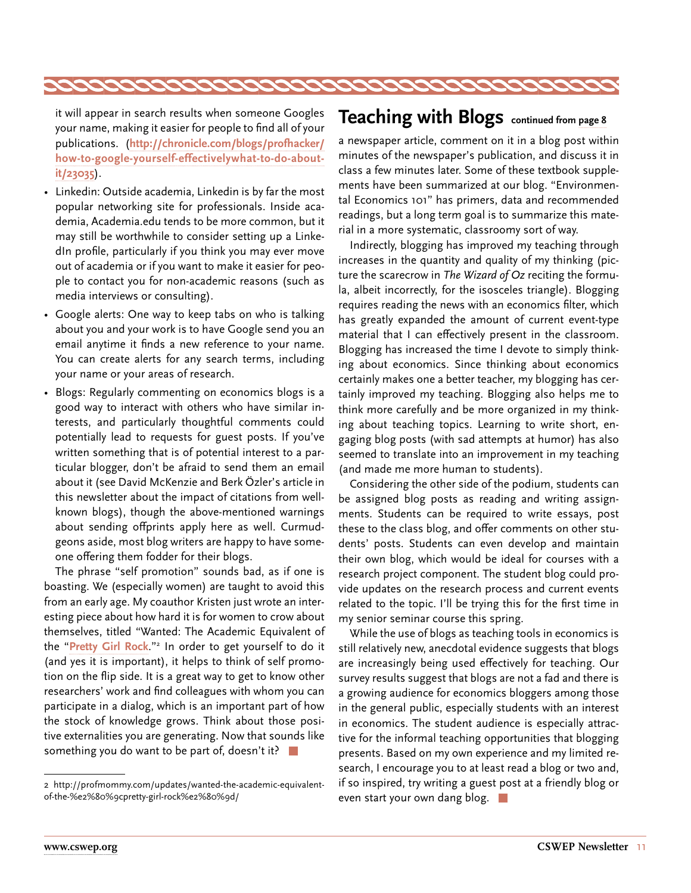it will appear in search results when someone Googles your name, making it easier for people to find all of your publications. (**http://chronicle.com/blogs/profhacker/how-to-google-yourself-effectivelywhat-to-do-about-it/23035**).

- Linkedin: Outside academia, Linkedin is by far the most popular networking site for professionals. Inside academia, Academia.edu tends to be more common, but it may still be worthwhile to consider setting up a LinkedIn profile, particularly if you think you may ever move out of academia or if you want to make it easier for people to contact you for non-academic reasons (such as media interviews or consulting).
- Google alerts: One way to keep tabs on who is talking about you and your work is to have Google send you an email anytime it finds a new reference to your name. You can create alerts for any search terms, including your name or your areas of research.
- Blogs: Regularly commenting on economics blogs is a good way to interact with others who have similar interests, and particularly thoughtful comments could potentially lead to requests for guest posts. If you've written something that is of potential interest to a particular blogger, don't be afraid to send them an email about it (see David McKenzie and Berk Özler's article in this newsletter about the impact of citations from well-known blogs), though the above-mentioned warnings about sending offprints apply here as well. Curmudgeons aside, most blog writers are happy to have someone offering them fodder for their blogs.

The phrase "self promotion" sounds bad, as if one is boasting. We (especially women) are taught to avoid this from an early age. My coauthor Kristen just wrote an interesting piece about how hard it is for women to crow about themselves, titled "Wanted: The Academic Equivalent of the "**Pretty Girl Rock**."[2] In order to get yourself to do it (and yes it is important), it helps to think of self promotion on the flip side. It is a great way to get to know other researchers' work and find colleagues with whom you can participate in a dialog, which is an important part of how the stock of knowledge grows. Think about those positive externalities you are generating. Now that sounds like something you do want to be part of, doesn't it?

2 http://profmommy.com/updates/wanted-the-academic-equivalent-of-the-%e2%80%9cpretty-girl-rock%e2%80%9d/

## Teaching with Blogs continued from page 8

a newspaper article, comment on it in a blog post within minutes of the newspaper's publication, and discuss it in class a few minutes later. Some of these textbook supplements have been summarized at our blog. "Environmental Economics 101" has primers, data and recommended readings, but a long term goal is to summarize this material in a more systematic, classroomy sort of way.

Indirectly, blogging has improved my teaching through increases in the quantity and quality of my thinking (picture the scarecrow in *The Wizard of Oz* reciting the formula, albeit incorrectly, for the isosceles triangle). Blogging requires reading the news with an economics filter, which has greatly expanded the amount of current event-type material that I can effectively present in the classroom. Blogging has increased the time I devote to simply thinking about economics. Since thinking about economics certainly makes one a better teacher, my blogging has certainly improved my teaching. Blogging also helps me to think more carefully and be more organized in my thinking about teaching topics. Learning to write short, engaging blog posts (with sad attempts at humor) has also seemed to translate into an improvement in my teaching (and made me more human to students).

Considering the other side of the podium, students can be assigned blog posts as reading and writing assignments. Students can be required to write essays, post these to the class blog, and offer comments on other students' posts. Students can even develop and maintain their own blog, which would be ideal for courses with a research project component. The student blog could provide updates on the research process and current events related to the topic. I'll be trying this for the first time in my senior seminar course this spring.

While the use of blogs as teaching tools in economics is still relatively new, anecdotal evidence suggests that blogs are increasingly being used effectively for teaching. Our survey results suggest that blogs are not a fad and there is a growing audience for economics bloggers among those in the general public, especially students with an interest in economics. The student audience is especially attractive for the informal teaching opportunities that blogging presents. Based on my own experience and my limited research, I encourage you to at least read a blog or two and, if so inspired, try writing a guest post at a friendly blog or even start your own dang blog.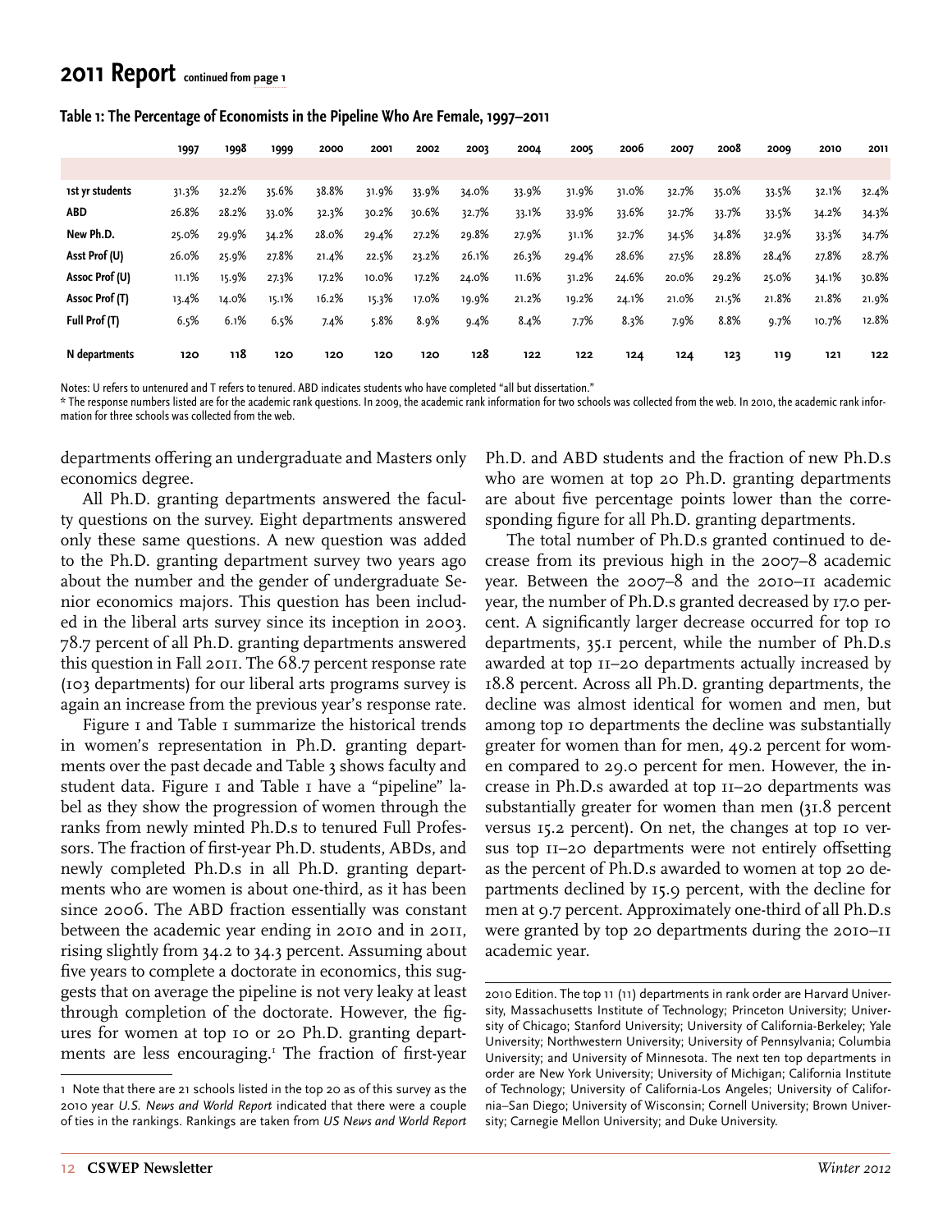## 2011 Report continued from page 1

**Table 1: The Percentage of Economists in the Pipeline Who Are Female, 1997–2011**

| | 1997 | 1998 | 1999 | 2000 | 2001 | 2002 | 2003 | 2004 | 2005 | 2006 | 2007 | 2008 | 2009 | 2010 | 2011 |
|---|---|---|---|---|---|---|---|---|---|---|---|---|---|---|---|
| 1st yr students | 31.3% | 32.2% | 35.6% | 38.8% | 31.9% | 33.9% | 34.0% | 33.9% | 31.9% | 31.0% | 32.7% | 35.0% | 33.5% | 32.1% | 32.4% |
| ABD | 26.8% | 28.2% | 33.0% | 32.3% | 30.2% | 30.6% | 32.7% | 33.1% | 33.9% | 33.6% | 32.7% | 33.7% | 33.5% | 34.2% | 34.3% |
| New Ph.D. | 25.0% | 29.9% | 34.2% | 28.0% | 29.4% | 27.2% | 29.8% | 27.9% | 31.1% | 32.7% | 34.5% | 34.8% | 32.9% | 33.3% | 34.7% |
| Asst Prof (U) | 26.0% | 25.9% | 27.8% | 21.4% | 22.5% | 23.2% | 26.1% | 26.3% | 29.4% | 28.6% | 27.5% | 28.8% | 28.4% | 27.8% | 28.7% |
| Assoc Prof (U) | 11.1% | 15.9% | 27.3% | 17.2% | 10.0% | 17.2% | 24.0% | 11.6% | 31.2% | 24.6% | 20.0% | 29.2% | 25.0% | 34.1% | 30.8% |
| Assoc Prof (T) | 13.4% | 14.0% | 15.1% | 16.2% | 15.3% | 17.0% | 19.9% | 21.2% | 19.2% | 24.1% | 21.0% | 21.5% | 21.8% | 21.8% | 21.9% |
| Full Prof (T) | 6.5% | 6.1% | 6.5% | 7.4% | 5.8% | 8.9% | 9.4% | 8.4% | 7.7% | 8.3% | 7.9% | 8.8% | 9.7% | 10.7% | 12.8% |
| N departments | 120 | 118 | 120 | 120 | 120 | 120 | 128 | 122 | 122 | 124 | 124 | 123 | 119 | 121 | 122 |

Notes: U refers to untenured and T refers to tenured. ABD indicates students who have completed "all but dissertation."

* The response numbers listed are for the academic rank questions. In 2009, the academic rank information for two schools was collected from the web. In 2010, the academic rank information for three schools was collected from the web.

departments offering an undergraduate and Masters only economics degree.

All Ph.D. granting departments answered the faculty questions on the survey. Eight departments answered only these same questions. A new question was added to the Ph.D. granting department survey two years ago about the number and the gender of undergraduate Senior economics majors. This question has been included in the liberal arts survey since its inception in 2003. 78.7 percent of all Ph.D. granting departments answered this question in Fall 2011. The 68.7 percent response rate (103 departments) for our liberal arts programs survey is again an increase from the previous year's response rate.

Figure 1 and Table 1 summarize the historical trends in women's representation in Ph.D. granting departments over the past decade and Table 3 shows faculty and student data. Figure 1 and Table 1 have a "pipeline" label as they show the progression of women through the ranks from newly minted Ph.D.s to tenured Full Professors. The fraction of first-year Ph.D. students, ABDs, and newly completed Ph.D.s in all Ph.D. granting departments who are women is about one-third, as it has been since 2006. The ABD fraction essentially was constant between the academic year ending in 2010 and in 2011, rising slightly from 34.2 to 34.3 percent. Assuming about five years to complete a doctorate in economics, this suggests that on average the pipeline is not very leaky at least through completion of the doctorate. However, the figures for women at top 10 or 20 Ph.D. granting departments are less encouraging.[1] The fraction of first-year Ph.D. and ABD students and the fraction of new Ph.D.s who are women at top 20 Ph.D. granting departments are about five percentage points lower than the corresponding figure for all Ph.D. granting departments.

The total number of Ph.D.s granted continued to decrease from its previous high in the 2007–8 academic year. Between the 2007–8 and the 2010–11 academic year, the number of Ph.D.s granted decreased by 17.0 percent. A significantly larger decrease occurred for top 10 departments, 35.1 percent, while the number of Ph.D.s awarded at top 11–20 departments actually increased by 18.8 percent. Across all Ph.D. granting departments, the decline was almost identical for women and men, but among top 10 departments the decline was substantially greater for women than for men, 49.2 percent for women compared to 29.0 percent for men. However, the increase in Ph.D.s awarded at top 11–20 departments was substantially greater for women than men (31.8 percent versus 15.2 percent). On net, the changes at top 10 versus top 11–20 departments were not entirely offsetting as the percent of Ph.D.s awarded to women at top 20 departments declined by 15.9 percent, with the decline for men at 9.7 percent. Approximately one-third of all Ph.D.s were granted by top 20 departments during the 2010–11 academic year.

---

1 Note that there are 21 schools listed in the top 20 as of this survey as the 2010 year *U.S. News and World Report* indicated that there were a couple of ties in the rankings. Rankings are taken from *US News and World Report* 2010 Edition. The top 11 (11) departments in rank order are Harvard University, Massachusetts Institute of Technology; Princeton University; University of Chicago; Stanford University; University of California-Berkeley; Yale University; Northwestern University; University of Pennsylvania; Columbia University; and University of Minnesota. The next ten top departments in order are New York University; University of Michigan; California Institute of Technology; University of California-Los Angeles; University of California–San Diego; University of Wisconsin; Cornell University; Brown University; Carnegie Mellon University; and Duke University.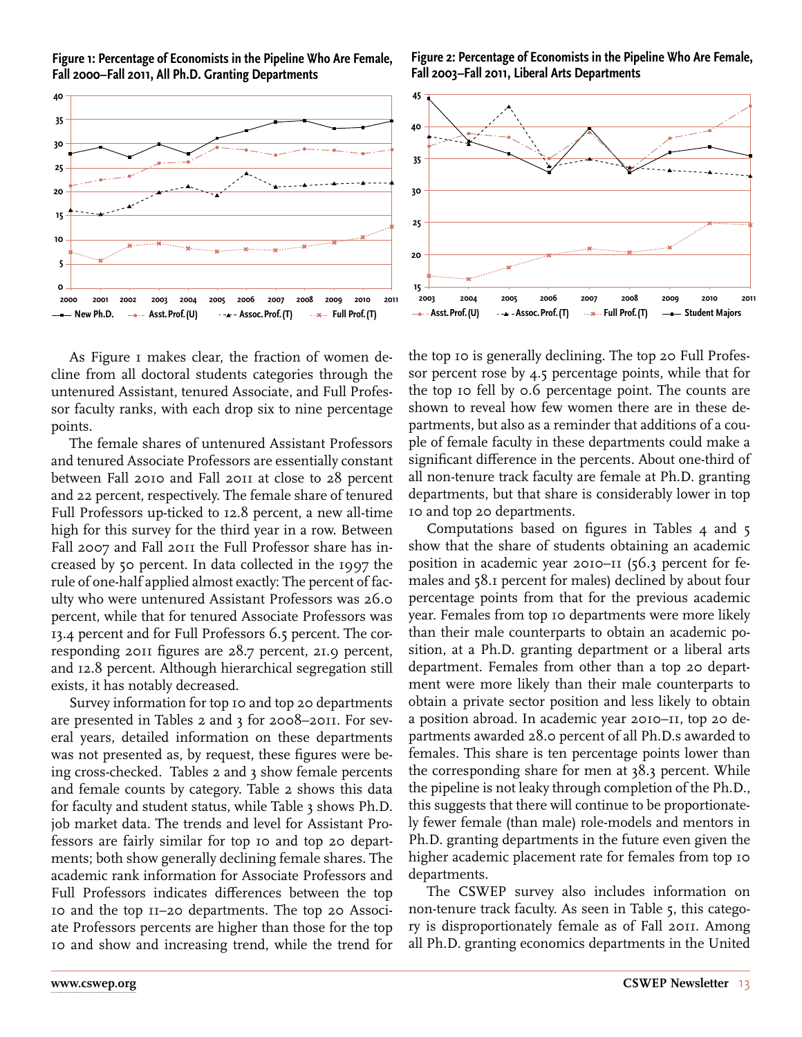**Figure 1: Percentage of Economists in the Pipeline Who Are Female, Fall 2000–Fall 2011, All Ph.D. Granting Departments**

**Figure 2: Percentage of Economists in the Pipeline Who Are Female, Fall 2003–Fall 2011, Liberal Arts Departments**

As Figure 1 makes clear, the fraction of women decline from all doctoral students categories through the untenured Assistant, tenured Associate, and Full Professor faculty ranks, with each drop six to nine percentage points.

The female shares of untenured Assistant Professors and tenured Associate Professors are essentially constant between Fall 2010 and Fall 2011 at close to 28 percent and 22 percent, respectively. The female share of tenured Full Professors up-ticked to 12.8 percent, a new all-time high for this survey for the third year in a row. Between Fall 2007 and Fall 2011 the Full Professor share has increased by 50 percent. In data collected in the 1997 the rule of one-half applied almost exactly: The percent of faculty who were untenured Assistant Professors was 26.0 percent, while that for tenured Associate Professors was 13.4 percent and for Full Professors 6.5 percent. The corresponding 2011 figures are 28.7 percent, 21.9 percent, and 12.8 percent. Although hierarchical segregation still exists, it has notably decreased.

Survey information for top 10 and top 20 departments are presented in Tables 2 and 3 for 2008–2011. For several years, detailed information on these departments was not presented as, by request, these figures were being cross-checked. Tables 2 and 3 show female percents and female counts by category. Table 2 shows this data for faculty and student status, while Table 3 shows Ph.D. job market data. The trends and level for Assistant Professors are fairly similar for top 10 and top 20 departments; both show generally declining female shares. The academic rank information for Associate Professors and Full Professors indicates differences between the top 10 and the top 11–20 departments. The top 20 Associate Professors percents are higher than those for the top 10 and show and increasing trend, while the trend for the top 10 is generally declining. The top 20 Full Professor percent rose by 4.5 percentage points, while that for the top 10 fell by 0.6 percentage point. The counts are shown to reveal how few women there are in these departments, but also as a reminder that additions of a couple of female faculty in these departments could make a significant difference in the percents. About one-third of all non-tenure track faculty are female at Ph.D. granting departments, but that share is considerably lower in top 10 and top 20 departments.

Computations based on figures in Tables 4 and 5 show that the share of students obtaining an academic position in academic year 2010–11 (56.3 percent for females and 58.1 percent for males) declined by about four percentage points from that for the previous academic year. Females from top 10 departments were more likely than their male counterparts to obtain an academic position, at a Ph.D. granting department or a liberal arts department. Females from other than a top 20 department were more likely than their male counterparts to obtain a private sector position and less likely to obtain a position abroad. In academic year 2010–11, top 20 departments awarded 28.0 percent of all Ph.D.s awarded to females. This share is ten percentage points lower than the corresponding share for men at 38.3 percent. While the pipeline is not leaky through completion of the Ph.D., this suggests that there will continue to be proportionately fewer female (than male) role-models and mentors in Ph.D. granting departments in the future even given the higher academic placement rate for females from top 10 departments.

The CSWEP survey also includes information on non-tenure track faculty. As seen in Table 5, this category is disproportionately female as of Fall 2011. Among all Ph.D. granting economics departments in the United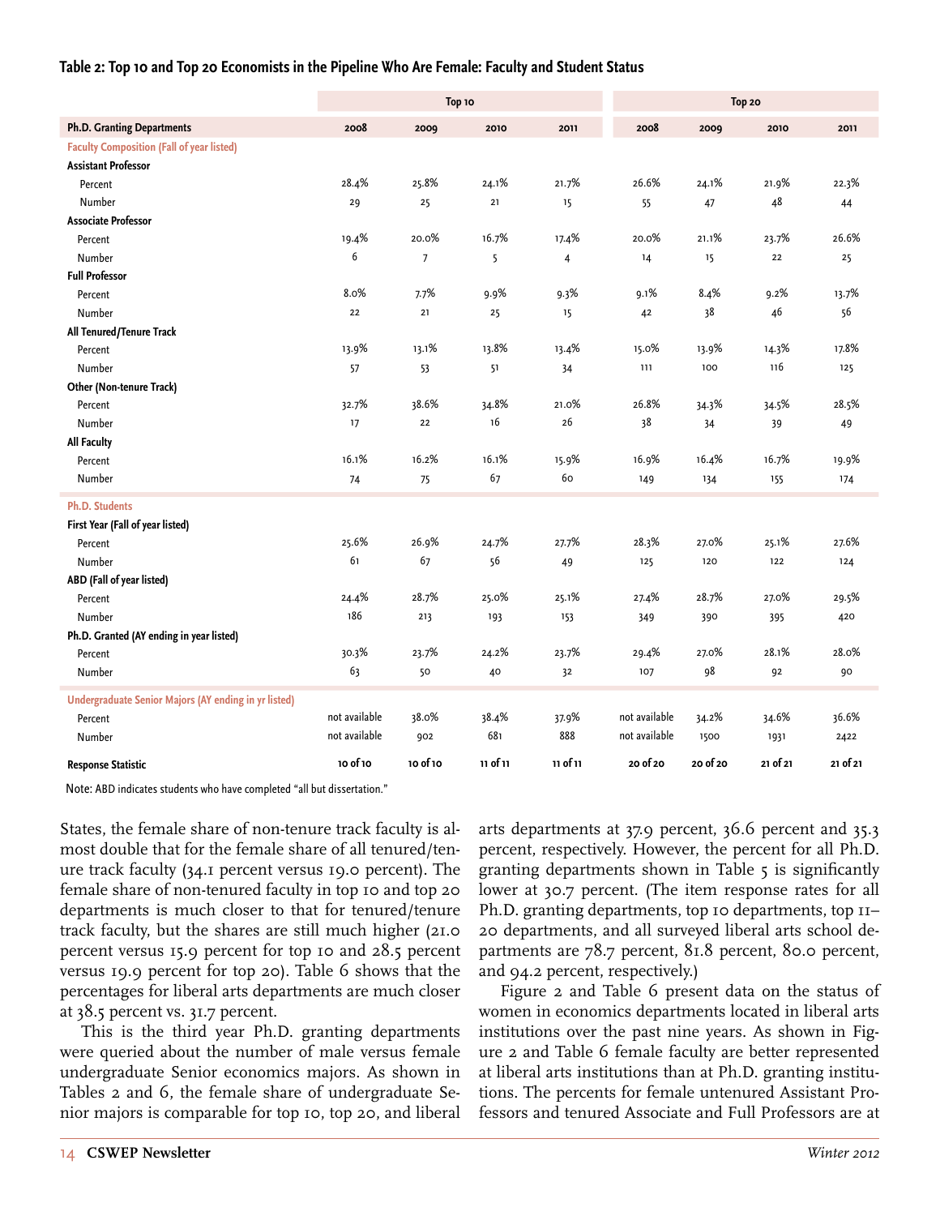**Table 2: Top 10 and Top 20 Economists in the Pipeline Who Are Female: Faculty and Student Status**

| | Top 10 | | | | Top 20 | | | |
|---|---|---|---|---|---|---|---|---|
| **Ph.D. Granting Departments** | **2008** | **2009** | **2010** | **2011** | **2008** | **2009** | **2010** | **2011** |
| **Faculty Composition (Fall of year listed)** | | | | | | | | |
| **Assistant Professor** | | | | | | | | |
| Percent | 28.4% | 25.8% | 24.1% | 21.7% | 26.6% | 24.1% | 21.9% | 22.3% |
| Number | 29 | 25 | 21 | 15 | 55 | 47 | 48 | 44 |
| **Associate Professor** | | | | | | | | |
| Percent | 19.4% | 20.0% | 16.7% | 17.4% | 20.0% | 21.1% | 23.7% | 26.6% |
| Number | 6 | 7 | 5 | 4 | 14 | 15 | 22 | 25 |
| **Full Professor** | | | | | | | | |
| Percent | 8.0% | 7.7% | 9.9% | 9.3% | 9.1% | 8.4% | 9.2% | 13.7% |
| Number | 22 | 21 | 25 | 15 | 42 | 38 | 46 | 56 |
| **All Tenured/Tenure Track** | | | | | | | | |
| Percent | 13.9% | 13.1% | 13.8% | 13.4% | 15.0% | 13.9% | 14.3% | 17.8% |
| Number | 57 | 53 | 51 | 34 | 111 | 100 | 116 | 125 |
| **Other (Non-tenure Track)** | | | | | | | | |
| Percent | 32.7% | 38.6% | 34.8% | 21.0% | 26.8% | 34.3% | 34.5% | 28.5% |
| Number | 17 | 22 | 16 | 26 | 38 | 34 | 39 | 49 |
| **All Faculty** | | | | | | | | |
| Percent | 16.1% | 16.2% | 16.1% | 15.9% | 16.9% | 16.4% | 16.7% | 19.9% |
| Number | 74 | 75 | 67 | 60 | 149 | 134 | 155 | 174 |
| **Ph.D. Students** | | | | | | | | |
| **First Year (Fall of year listed)** | | | | | | | | |
| Percent | 25.6% | 26.9% | 24.7% | 27.7% | 28.3% | 27.0% | 25.1% | 27.6% |
| Number | 61 | 67 | 56 | 49 | 125 | 120 | 122 | 124 |
| **ABD (Fall of year listed)** | | | | | | | | |
| Percent | 24.4% | 28.7% | 25.0% | 25.1% | 27.4% | 28.7% | 27.0% | 29.5% |
| Number | 186 | 213 | 193 | 153 | 349 | 390 | 395 | 420 |
| **Ph.D. Granted (AY ending in year listed)** | | | | | | | | |
| Percent | 30.3% | 23.7% | 24.2% | 23.7% | 29.4% | 27.0% | 28.1% | 28.0% |
| Number | 63 | 50 | 40 | 32 | 107 | 98 | 92 | 90 |
| **Undergraduate Senior Majors (AY ending in yr listed)** | | | | | | | | |
| Percent | not available | 38.0% | 38.4% | 37.9% | not available | 34.2% | 34.6% | 36.6% |
| Number | not available | 902 | 681 | 888 | not available | 1500 | 1931 | 2422 |
| **Response Statistic** | **10 of 10** | **10 of 10** | **11 of 11** | **11 of 11** | **20 of 20** | **20 of 20** | **21 of 21** | **21 of 21** |

Note: ABD indicates students who have completed "all but dissertation."

States, the female share of non-tenure track faculty is almost double that for the female share of all tenured/tenure track faculty (34.1 percent versus 19.0 percent). The female share of non-tenured faculty in top 10 and top 20 departments is much closer to that for tenured/tenure track faculty, but the shares are still much higher (21.0 percent versus 15.9 percent for top 10 and 28.5 percent versus 19.9 percent for top 20). Table 6 shows that the percentages for liberal arts departments are much closer at 38.5 percent vs. 31.7 percent.

This is the third year Ph.D. granting departments were queried about the number of male versus female undergraduate Senior economics majors. As shown in Tables 2 and 6, the female share of undergraduate Senior majors is comparable for top 10, top 20, and liberal arts departments at 37.9 percent, 36.6 percent and 35.3 percent, respectively. However, the percent for all Ph.D. granting departments shown in Table 5 is significantly lower at 30.7 percent. (The item response rates for all Ph.D. granting departments, top 10 departments, top 11–20 departments, and all surveyed liberal arts school departments are 78.7 percent, 81.8 percent, 80.0 percent, and 94.2 percent, respectively.)

Figure 2 and Table 6 present data on the status of women in economics departments located in liberal arts institutions over the past nine years. As shown in Figure 2 and Table 6 female faculty are better represented at liberal arts institutions than at Ph.D. granting institutions. The percents for female untenured Assistant Professors and tenured Associate and Full Professors are at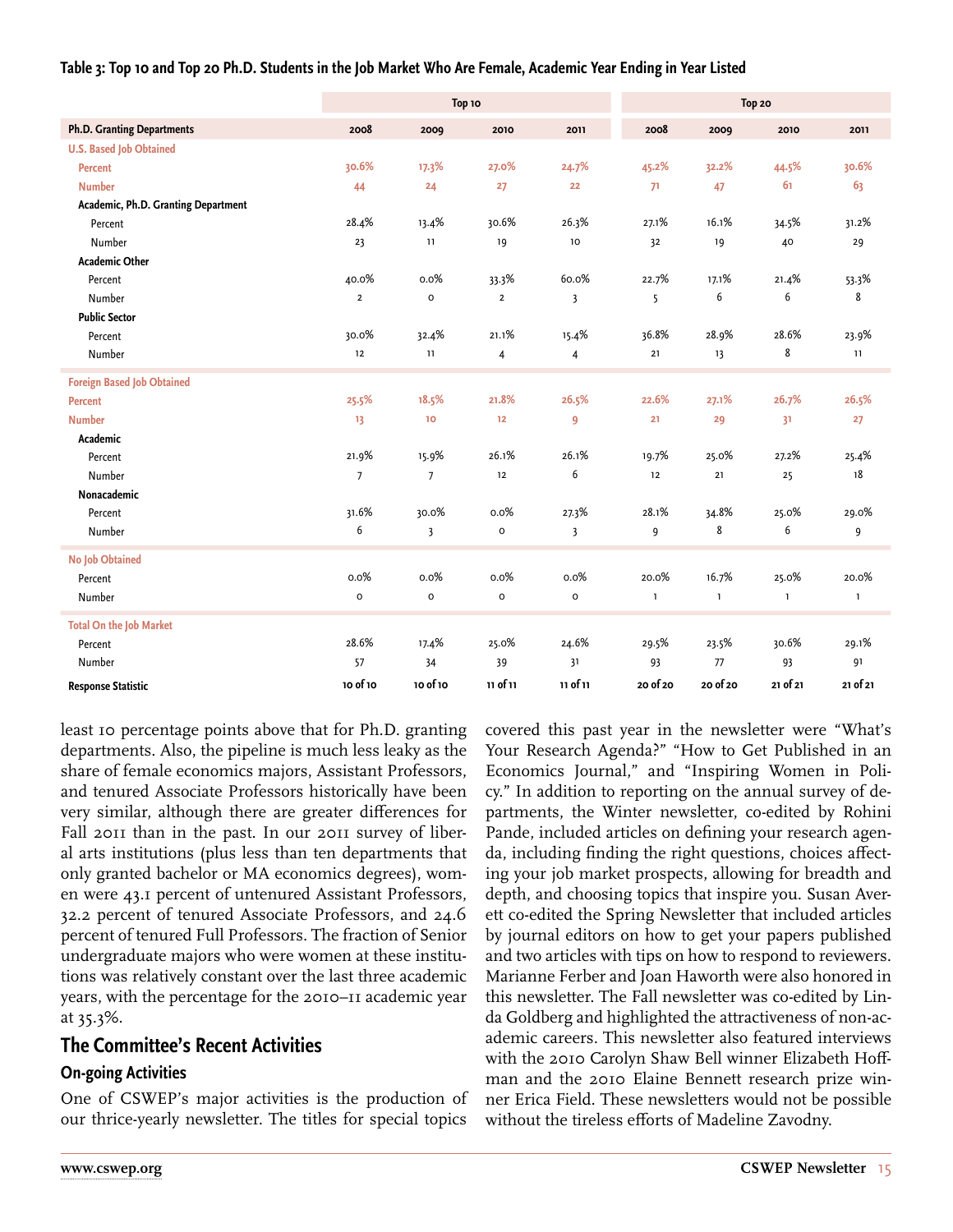**Table 3: Top 10 and Top 20 Ph.D. Students in the Job Market Who Are Female, Academic Year Ending in Year Listed**

| | Top 10 | | | | Top 20 | | | |
|---|---|---|---|---|---|---|---|---|
| **Ph.D. Granting Departments** | **2008** | **2009** | **2010** | **2011** | **2008** | **2009** | **2010** | **2011** |
| **U.S. Based Job Obtained** | | | | | | | | |
| **Percent** | **30.6%** | **17.3%** | **27.0%** | **24.7%** | **45.2%** | **32.2%** | **44.5%** | **30.6%** |
| **Number** | **44** | **24** | **27** | **22** | **71** | **47** | **61** | **63** |
| **Academic, Ph.D. Granting Department** | | | | | | | | |
| Percent | 28.4% | 13.4% | 30.6% | 26.3% | 27.1% | 16.1% | 34.5% | 31.2% |
| Number | 23 | 11 | 19 | 10 | 32 | 19 | 40 | 29 |
| **Academic Other** | | | | | | | | |
| Percent | 40.0% | 0.0% | 33.3% | 60.0% | 22.7% | 17.1% | 21.4% | 53.3% |
| Number | 2 | 0 | 2 | 3 | 5 | 6 | 6 | 8 |
| **Public Sector** | | | | | | | | |
| Percent | 30.0% | 32.4% | 21.1% | 15.4% | 36.8% | 28.9% | 28.6% | 23.9% |
| Number | 12 | 11 | 4 | 4 | 21 | 13 | 8 | 11 |
| **Foreign Based Job Obtained** | | | | | | | | |
| **Percent** | **25.5%** | **18.5%** | **21.8%** | **26.5%** | **22.6%** | **27.1%** | **26.7%** | **26.5%** |
| **Number** | **13** | **10** | **12** | **9** | **21** | **29** | **31** | **27** |
| **Academic** | | | | | | | | |
| Percent | 21.9% | 15.9% | 26.1% | 26.1% | 19.7% | 25.0% | 27.2% | 25.4% |
| Number | 7 | 7 | 12 | 6 | 12 | 21 | 25 | 18 |
| **Nonacademic** | | | | | | | | |
| Percent | 31.6% | 30.0% | 0.0% | 27.3% | 28.1% | 34.8% | 25.0% | 29.0% |
| Number | 6 | 3 | 0 | 3 | 9 | 8 | 6 | 9 |
| **No Job Obtained** | | | | | | | | |
| Percent | 0.0% | 0.0% | 0.0% | 0.0% | 20.0% | 16.7% | 25.0% | 20.0% |
| Number | 0 | 0 | 0 | 0 | 1 | 1 | 1 | 1 |
| **Total On the Job Market** | | | | | | | | |
| Percent | 28.6% | 17.4% | 25.0% | 24.6% | 29.5% | 23.5% | 30.6% | 29.1% |
| Number | 57 | 34 | 39 | 31 | 93 | 77 | 93 | 91 |
| **Response Statistic** | **10 of 10** | **10 of 10** | **11 of 11** | **11 of 11** | **20 of 20** | **20 of 20** | **21 of 21** | **21 of 21** |

least 10 percentage points above that for Ph.D. granting departments. Also, the pipeline is much less leaky as the share of female economics majors, Assistant Professors, and tenured Associate Professors historically have been very similar, although there are greater differences for Fall 2011 than in the past. In our 2011 survey of liberal arts institutions (plus less than ten departments that only granted bachelor or MA economics degrees), women were 43.1 percent of untenured Assistant Professors, 32.2 percent of tenured Associate Professors, and 24.6 percent of tenured Full Professors. The fraction of Senior undergraduate majors who were women at these institutions was relatively constant over the last three academic years, with the percentage for the 2010–11 academic year at 35.3%.

## The Committee's Recent Activities

### On-going Activities

One of CSWEP's major activities is the production of our thrice-yearly newsletter. The titles for special topics covered this past year in the newsletter were "What's Your Research Agenda?" "How to Get Published in an Economics Journal," and "Inspiring Women in Policy." In addition to reporting on the annual survey of departments, the Winter newsletter, co-edited by Rohini Pande, included articles on defining your research agenda, including finding the right questions, choices affecting your job market prospects, allowing for breadth and depth, and choosing topics that inspire you. Susan Averett co-edited the Spring Newsletter that included articles by journal editors on how to get your papers published and two articles with tips on how to respond to reviewers. Marianne Ferber and Joan Haworth were also honored in this newsletter. The Fall newsletter was co-edited by Linda Goldberg and highlighted the attractiveness of non-academic careers. This newsletter also featured interviews with the 2010 Carolyn Shaw Bell winner Elizabeth Hoffman and the 2010 Elaine Bennett research prize winner Erica Field. These newsletters would not be possible without the tireless efforts of Madeline Zavodny.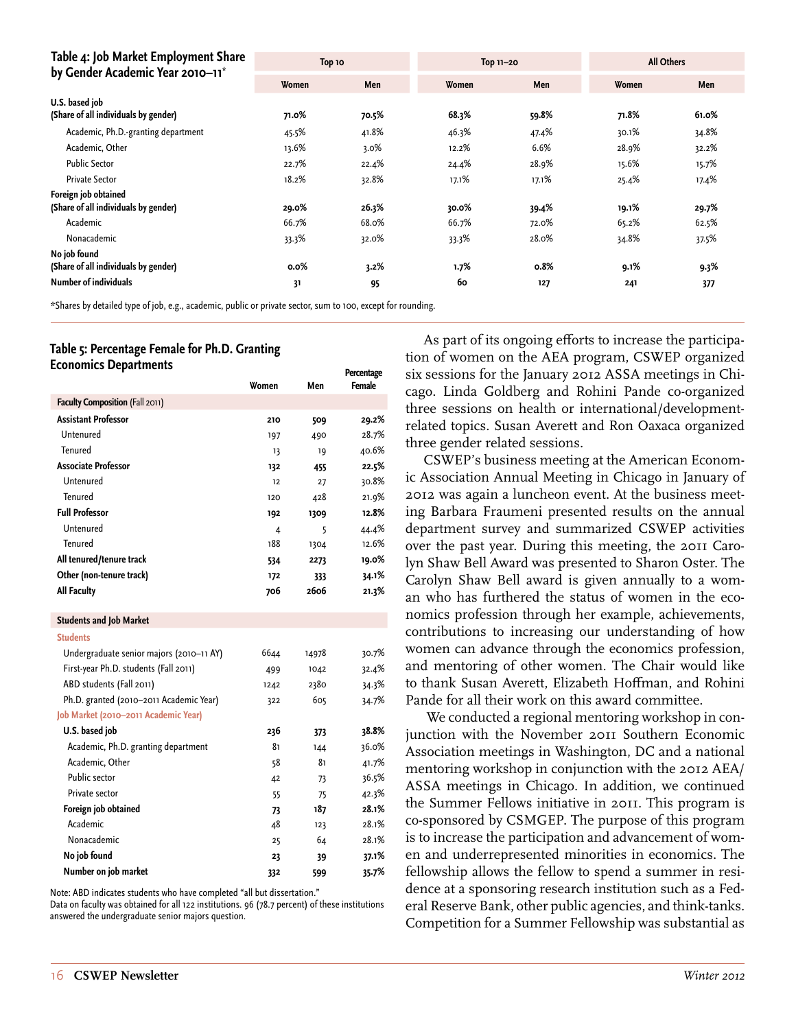### Table 4: Job Market Employment Share by Gender Academic Year 2010–11*

| | Top 10 | | Top 11–20 | | All Others | |
|---|---|---|---|---|---|---|
| | Women | Men | Women | Men | Women | Men |
| **U.S. based job (Share of all individuals by gender)** | **71.0%** | **70.5%** | **68.3%** | **59.8%** | **71.8%** | **61.0%** |
| Academic, Ph.D.-granting department | 45.5% | 41.8% | 46.3% | 47.4% | 30.1% | 34.8% |
| Academic, Other | 13.6% | 3.0% | 12.2% | 6.6% | 28.9% | 32.2% |
| Public Sector | 22.7% | 22.4% | 24.4% | 28.9% | 15.6% | 15.7% |
| Private Sector | 18.2% | 32.8% | 17.1% | 17.1% | 25.4% | 17.4% |
| **Foreign job obtained (Share of all individuals by gender)** | **29.0%** | **26.3%** | **30.0%** | **39.4%** | **19.1%** | **29.7%** |
| Academic | 66.7% | 68.0% | 66.7% | 72.0% | 65.2% | 62.5% |
| Nonacademic | 33.3% | 32.0% | 33.3% | 28.0% | 34.8% | 37.5% |
| **No job found (Share of all individuals by gender)** | **0.0%** | **3.2%** | **1.7%** | **0.8%** | **9.1%** | **9.3%** |
| **Number of individuals** | **31** | **95** | **60** | **127** | **241** | **377** |

*Shares by detailed type of job, e.g., academic, public or private sector, sum to 100, except for rounding.

### Table 5: Percentage Female for Ph.D. Granting Economics Departments

| | Women | Men | Percentage Female |
|---|---|---|---|
| **Faculty Composition** (Fall 2011) | | | |
| **Assistant Professor** | **210** | **509** | **29.2%** |
| Untenured | 197 | 490 | 28.7% |
| Tenured | 13 | 19 | 40.6% |
| **Associate Professor** | **132** | **455** | **22.5%** |
| Untenured | 12 | 27 | 30.8% |
| Tenured | 120 | 428 | 21.9% |
| **Full Professor** | **192** | **1309** | **12.8%** |
| Untenured | 4 | 5 | 44.4% |
| Tenured | 188 | 1304 | 12.6% |
| **All tenured/tenure track** | **534** | **2273** | **19.0%** |
| **Other (non-tenure track)** | **172** | **333** | **34.1%** |
| **All Faculty** | **706** | **2606** | **21.3%** |
| **Students and Job Market** | | | |
| Students | | | |
| Undergraduate senior majors (2010–11 AY) | 6644 | 14978 | 30.7% |
| First-year Ph.D. students (Fall 2011) | 499 | 1042 | 32.4% |
| ABD students (Fall 2011) | 1242 | 2380 | 34.3% |
| Ph.D. granted (2010–2011 Academic Year) | 322 | 605 | 34.7% |
| Job Market (2010–2011 Academic Year) | | | |
| **U.S. based job** | **236** | **373** | **38.8%** |
| Academic, Ph.D. granting department | 81 | 144 | 36.0% |
| Academic, Other | 58 | 81 | 41.7% |
| Public sector | 42 | 73 | 36.5% |
| Private sector | 55 | 75 | 42.3% |
| **Foreign job obtained** | **73** | **187** | **28.1%** |
| Academic | 48 | 123 | 28.1% |
| Nonacademic | 25 | 64 | 28.1% |
| **No job found** | **23** | **39** | **37.1%** |
| **Number on job market** | **332** | **599** | **35.7%** |

Note: ABD indicates students who have completed "all but dissertation."
Data on faculty was obtained for all 122 institutions. 96 (78.7 percent) of these institutions answered the undergraduate senior majors question.

As part of its ongoing efforts to increase the participation of women on the AEA program, CSWEP organized six sessions for the January 2012 ASSA meetings in Chicago. Linda Goldberg and Rohini Pande co-organized three sessions on health or international/development-related topics. Susan Averett and Ron Oaxaca organized three gender related sessions.

CSWEP's business meeting at the American Economic Association Annual Meeting in Chicago in January of 2012 was again a luncheon event. At the business meeting Barbara Fraumeni presented results on the annual department survey and summarized CSWEP activities over the past year. During this meeting, the 2011 Carolyn Shaw Bell Award was presented to Sharon Oster. The Carolyn Shaw Bell award is given annually to a woman who has furthered the status of women in the economics profession through her example, achievements, contributions to increasing our understanding of how women can advance through the economics profession, and mentoring of other women. The Chair would like to thank Susan Averett, Elizabeth Hoffman, and Rohini Pande for all their work on this award committee.

We conducted a regional mentoring workshop in conjunction with the November 2011 Southern Economic Association meetings in Washington, DC and a national mentoring workshop in conjunction with the 2012 AEA/ASSA meetings in Chicago. In addition, we continued the Summer Fellows initiative in 2011. This program is co-sponsored by CSMGEP. The purpose of this program is to increase the participation and advancement of women and underrepresented minorities in economics. The fellowship allows the fellow to spend a summer in residence at a sponsoring research institution such as a Federal Reserve Bank, other public agencies, and think-tanks. Competition for a Summer Fellowship was substantial as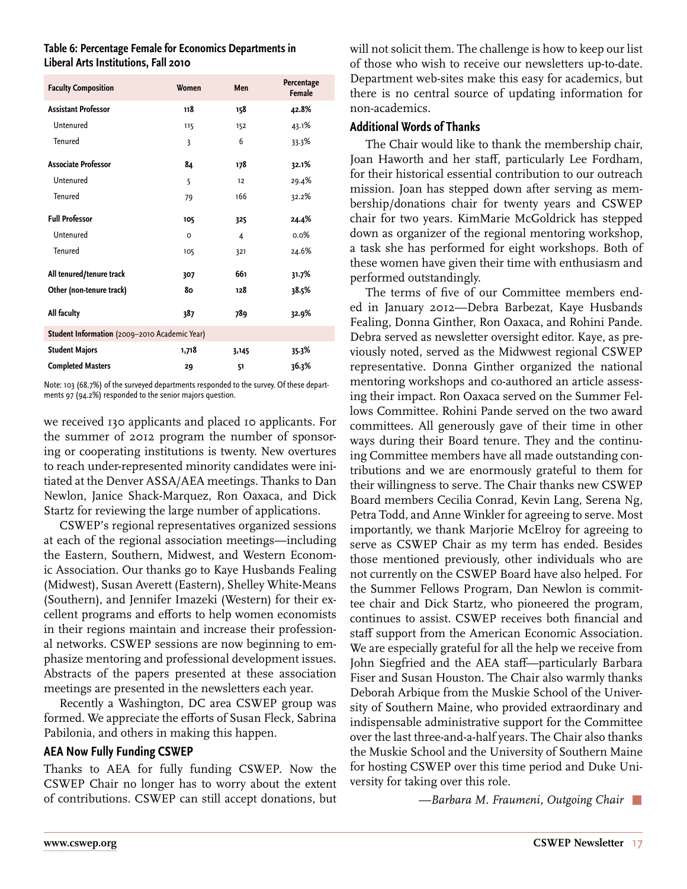**Table 6: Percentage Female for Economics Departments in Liberal Arts Institutions, Fall 2010**

| Faculty Composition | Women | Men | Percentage Female |
|---|---|---|---|
| **Assistant Professor** | **118** | **158** | **42.8%** |
| Untenured | 115 | 152 | 43.1% |
| Tenured | 3 | 6 | 33.3% |
| **Associate Professor** | **84** | **178** | **32.1%** |
| Untenured | 5 | 12 | 29.4% |
| Tenured | 79 | 166 | 32.2% |
| **Full Professor** | **105** | **325** | **24.4%** |
| Untenured | 0 | 4 | 0.0% |
| Tenured | 105 | 321 | 24.6% |
| **All tenured/tenure track** | **307** | **661** | **31.7%** |
| **Other (non-tenure track)** | **80** | **128** | **38.5%** |
| **All faculty** | **387** | **789** | **32.9%** |
| **Student Information** (2009–2010 Academic Year) | | | |
| **Student Majors** | **1,718** | **3,145** | **35.3%** |
| **Completed Masters** | **29** | **51** | **36.3%** |

Note: 103 (68.7%) of the surveyed departments responded to the survey. Of these departments 97 (94.2%) responded to the senior majors question.

we received 130 applicants and placed 10 applicants. For the summer of 2012 program the number of sponsoring or cooperating institutions is twenty. New overtures to reach under-represented minority candidates were initiated at the Denver ASSA/AEA meetings. Thanks to Dan Newlon, Janice Shack-Marquez, Ron Oaxaca, and Dick Startz for reviewing the large number of applications.

CSWEP's regional representatives organized sessions at each of the regional association meetings—including the Eastern, Southern, Midwest, and Western Economic Association. Our thanks go to Kaye Husbands Fealing (Midwest), Susan Averett (Eastern), Shelley White-Means (Southern), and Jennifer Imazeki (Western) for their excellent programs and efforts to help women economists in their regions maintain and increase their professional networks. CSWEP sessions are now beginning to emphasize mentoring and professional development issues. Abstracts of the papers presented at these association meetings are presented in the newsletters each year.

Recently a Washington, DC area CSWEP group was formed. We appreciate the efforts of Susan Fleck, Sabrina Pabilonia, and others in making this happen.

### AEA Now Fully Funding CSWEP

Thanks to AEA for fully funding CSWEP. Now the CSWEP Chair no longer has to worry about the extent of contributions. CSWEP can still accept donations, but will not solicit them. The challenge is how to keep our list of those who wish to receive our newsletters up-to-date. Department web-sites make this easy for academics, but there is no central source of updating information for non-academics.

### Additional Words of Thanks

The Chair would like to thank the membership chair, Joan Haworth and her staff, particularly Lee Fordham, for their historical essential contribution to our outreach mission. Joan has stepped down after serving as membership/donations chair for twenty years and CSWEP chair for two years. KimMarie McGoldrick has stepped down as organizer of the regional mentoring workshop, a task she has performed for eight workshops. Both of these women have given their time with enthusiasm and performed outstandingly.

The terms of five of our Committee members ended in January 2012—Debra Barbezat, Kaye Husbands Fealing, Donna Ginther, Ron Oaxaca, and Rohini Pande. Debra served as newsletter oversight editor. Kaye, as previously noted, served as the Midwest regional CSWEP representative. Donna Ginther organized the national mentoring workshops and co-authored an article assessing their impact. Ron Oaxaca served on the Summer Fellows Committee. Rohini Pande served on the two award committees. All generously gave of their time in other ways during their Board tenure. They and the continuing Committee members have all made outstanding contributions and we are enormously grateful to them for their willingness to serve. The Chair thanks new CSWEP Board members Cecilia Conrad, Kevin Lang, Serena Ng, Petra Todd, and Anne Winkler for agreeing to serve. Most importantly, we thank Marjorie McElroy for agreeing to serve as CSWEP Chair as my term has ended. Besides those mentioned previously, other individuals who are not currently on the CSWEP Board have also helped. For the Summer Fellows Program, Dan Newlon is committee chair and Dick Startz, who pioneered the program, continues to assist. CSWEP receives both financial and staff support from the American Economic Association. We are especially grateful for all the help we receive from John Siegfried and the AEA staff—particularly Barbara Fiser and Susan Houston. The Chair also warmly thanks Deborah Arbique from the Muskie School of the University of Southern Maine, who provided extraordinary and indispensable administrative support for the Committee over the last three-and-a-half years. The Chair also thanks the Muskie School and the University of Southern Maine for hosting CSWEP over this time period and Duke University for taking over this role.

*—Barbara M. Fraumeni, Outgoing Chair*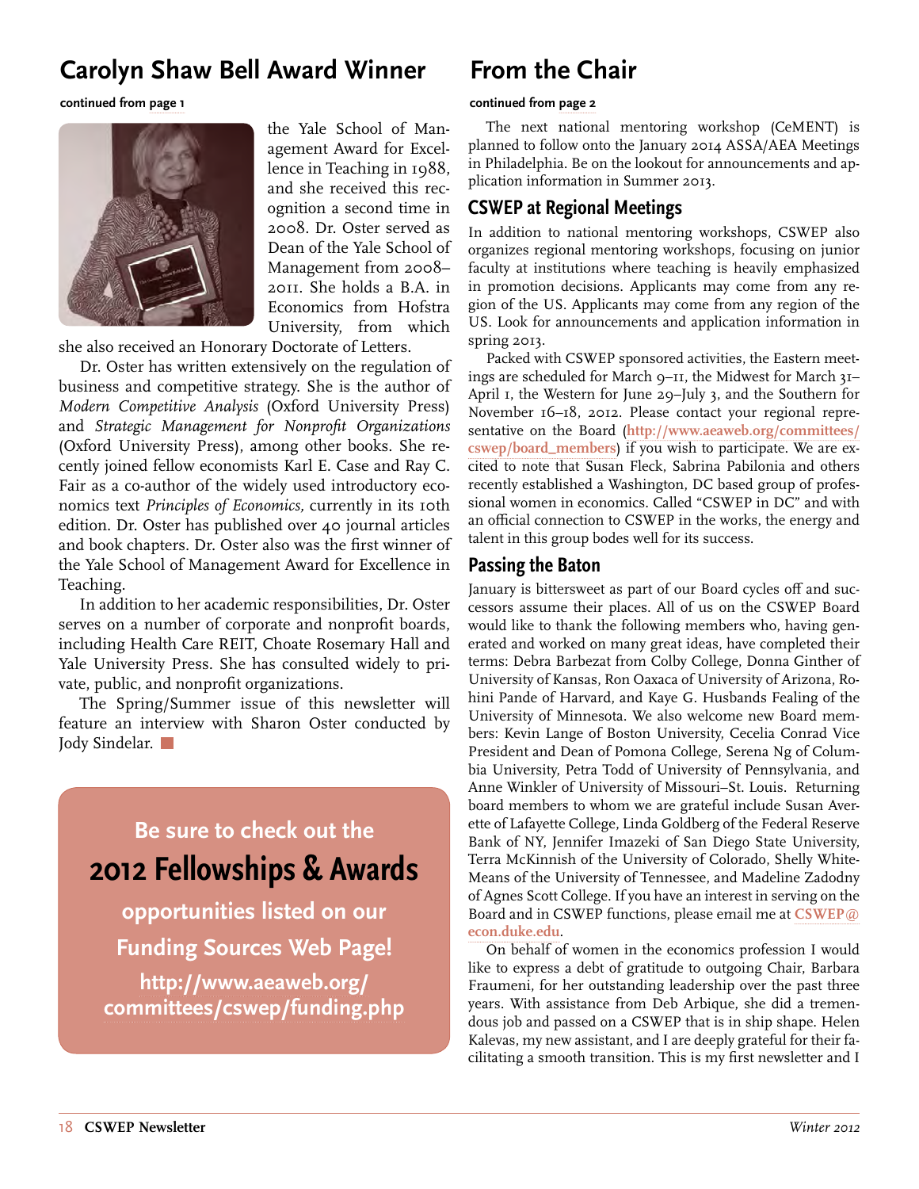## Carolyn Shaw Bell Award Winner

**continued from page 1**

the Yale School of Management Award for Excellence in Teaching in 1988, and she received this recognition a second time in 2008. Dr. Oster served as Dean of the Yale School of Management from 2008–2011. She holds a B.A. in Economics from Hofstra University, from which she also received an Honorary Doctorate of Letters.

Dr. Oster has written extensively on the regulation of business and competitive strategy. She is the author of *Modern Competitive Analysis* (Oxford University Press) and *Strategic Management for Nonprofit Organizations* (Oxford University Press), among other books. She recently joined fellow economists Karl E. Case and Ray C. Fair as a co-author of the widely used introductory economics text *Principles of Economics,* currently in its 10th edition. Dr. Oster has published over 40 journal articles and book chapters. Dr. Oster also was the first winner of the Yale School of Management Award for Excellence in Teaching.

In addition to her academic responsibilities, Dr. Oster serves on a number of corporate and nonprofit boards, including Health Care REIT, Choate Rosemary Hall and Yale University Press. She has consulted widely to private, public, and nonprofit organizations.

The Spring/Summer issue of this newsletter will feature an interview with Sharon Oster conducted by Jody Sindelar.

**Be sure to check out the**

**2012 Fellowships & Awards**

**opportunities listed on our Funding Sources Web Page!**

**http://www.aeaweb.org/committees/cswep/funding.php**

## From the Chair

**continued from page 2**

The next national mentoring workshop (CeMENT) is planned to follow onto the January 2014 ASSA/AEA Meetings in Philadelphia. Be on the lookout for announcements and application information in Summer 2013.

### CSWEP at Regional Meetings

In addition to national mentoring workshops, CSWEP also organizes regional mentoring workshops, focusing on junior faculty at institutions where teaching is heavily emphasized in promotion decisions. Applicants may come from any region of the US. Applicants may come from any region of the US. Look for announcements and application information in spring 2013.

Packed with CSWEP sponsored activities, the Eastern meetings are scheduled for March 9–11, the Midwest for March 31–April 1, the Western for June 29–July 3, and the Southern for November 16–18, 2012. Please contact your regional representative on the Board (**http://www.aeaweb.org/committees/cswep/board_members**) if you wish to participate. We are excited to note that Susan Fleck, Sabrina Pabilonia and others recently established a Washington, DC based group of professional women in economics. Called "CSWEP in DC" and with an official connection to CSWEP in the works, the energy and talent in this group bodes well for its success.

### Passing the Baton

January is bittersweet as part of our Board cycles off and successors assume their places. All of us on the CSWEP Board would like to thank the following members who, having generated and worked on many great ideas, have completed their terms: Debra Barbezat from Colby College, Donna Ginther of University of Kansas, Ron Oaxaca of University of Arizona, Rohini Pande of Harvard, and Kaye G. Husbands Fealing of the University of Minnesota. We also welcome new Board members: Kevin Lange of Boston University, Cecelia Conrad Vice President and Dean of Pomona College, Serena Ng of Columbia University, Petra Todd of University of Pennsylvania, and Anne Winkler of University of Missouri–St. Louis. Returning board members to whom we are grateful include Susan Averette of Lafayette College, Linda Goldberg of the Federal Reserve Bank of NY, Jennifer Imazeki of San Diego State University, Terra McKinnish of the University of Colorado, Shelly White-Means of the University of Tennessee, and Madeline Zadodny of Agnes Scott College. If you have an interest in serving on the Board and in CSWEP functions, please email me at **CSWEP@econ.duke.edu**.

On behalf of women in the economics profession I would like to express a debt of gratitude to outgoing Chair, Barbara Fraumeni, for her outstanding leadership over the past three years. With assistance from Deb Arbique, she did a tremendous job and passed on a CSWEP that is in ship shape. Helen Kalevas, my new assistant, and I are deeply grateful for their facilitating a smooth transition. This is my first newsletter and I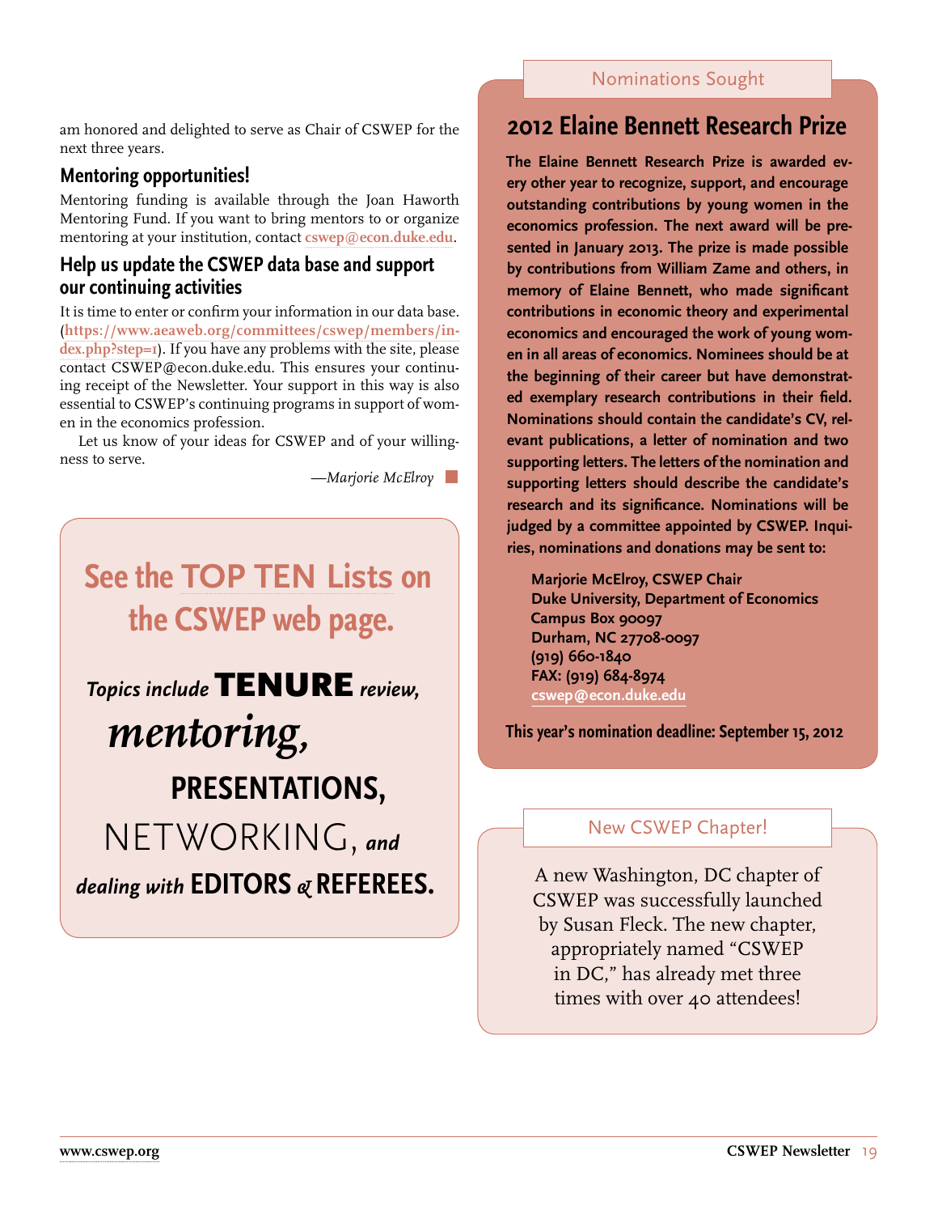am honored and delighted to serve as Chair of CSWEP for the next three years.

## Mentoring opportunities!

Mentoring funding is available through the Joan Haworth Mentoring Fund. If you want to bring mentors to or organize mentoring at your institution, contact cswep@econ.duke.edu.

## Help us update the CSWEP data base and support our continuing activities

It is time to enter or confirm your information in our data base. (https://www.aeaweb.org/committees/cswep/members/index.php?step=1). If you have any problems with the site, please contact CSWEP@econ.duke.edu. This ensures your continuing receipt of the Newsletter. Your support in this way is also essential to CSWEP's continuing programs in support of women in the economics profession.

Let us know of your ideas for CSWEP and of your willingness to serve.

*—Marjorie McElroy*

**See the TOP TEN Lists on the CSWEP web page.**

*Topics include* **TENURE** *review,* *mentoring,* **PRESENTATIONS,** NETWORKING, ***and dealing with*** **EDITORS & REFEREES.**

Nominations Sought

## 2012 Elaine Bennett Research Prize

**The Elaine Bennett Research Prize is awarded every other year to recognize, support, and encourage outstanding contributions by young women in the economics profession. The next award will be presented in January 2013. The prize is made possible by contributions from William Zame and others, in memory of Elaine Bennett, who made significant contributions in economic theory and experimental economics and encouraged the work of young women in all areas of economics. Nominees should be at the beginning of their career but have demonstrated exemplary research contributions in their field. Nominations should contain the candidate's CV, relevant publications, a letter of nomination and two supporting letters. The letters of the nomination and supporting letters should describe the candidate's research and its significance. Nominations will be judged by a committee appointed by CSWEP. Inquiries, nominations and donations may be sent to:**

**Marjorie McElroy, CSWEP Chair**
**Duke University, Department of Economics**
**Campus Box 90097**
**Durham, NC 27708-0097**
**(919) 660-1840**
**FAX: (919) 684-8974**
**cswep@econ.duke.edu**

**This year's nomination deadline: September 15, 2012**

New CSWEP Chapter!

A new Washington, DC chapter of CSWEP was successfully launched by Susan Fleck. The new chapter, appropriately named "CSWEP in DC," has already met three times with over 40 attendees!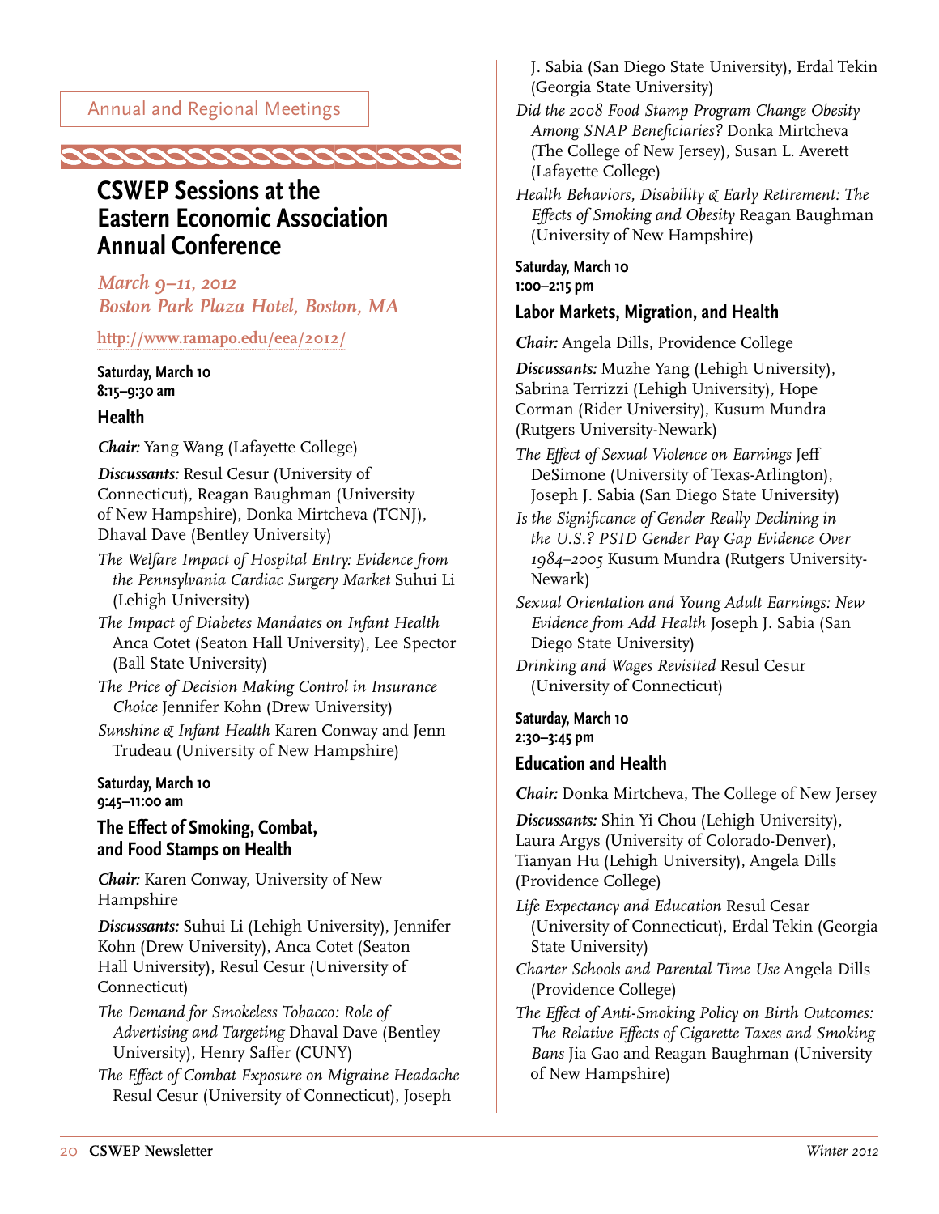Annual and Regional Meetings

# CSWEP Sessions at the Eastern Economic Association Annual Conference

*March 9–11, 2012*
*Boston Park Plaza Hotel, Boston, MA*

http://www.ramapo.edu/eea/2012/

**Saturday, March 10**
**8:15–9:30 am**

### Health

***Chair:*** Yang Wang (Lafayette College)

***Discussants:*** Resul Cesur (University of Connecticut), Reagan Baughman (University of New Hampshire), Donka Mirtcheva (TCNJ), Dhaval Dave (Bentley University)

*The Welfare Impact of Hospital Entry: Evidence from the Pennsylvania Cardiac Surgery Market* Suhui Li (Lehigh University)

*The Impact of Diabetes Mandates on Infant Health* Anca Cotet (Seaton Hall University), Lee Spector (Ball State University)

*The Price of Decision Making Control in Insurance Choice* Jennifer Kohn (Drew University)

*Sunshine & Infant Health* Karen Conway and Jenn Trudeau (University of New Hampshire)

**Saturday, March 10**
**9:45–11:00 am**

### The Effect of Smoking, Combat, and Food Stamps on Health

***Chair:*** Karen Conway, University of New Hampshire

***Discussants:*** Suhui Li (Lehigh University), Jennifer Kohn (Drew University), Anca Cotet (Seaton Hall University), Resul Cesur (University of Connecticut)

*The Demand for Smokeless Tobacco: Role of Advertising and Targeting* Dhaval Dave (Bentley University), Henry Saffer (CUNY)

*The Effect of Combat Exposure on Migraine Headache* Resul Cesur (University of Connecticut), Joseph J. Sabia (San Diego State University), Erdal Tekin (Georgia State University)

*Did the 2008 Food Stamp Program Change Obesity Among SNAP Beneficiaries?* Donka Mirtcheva (The College of New Jersey), Susan L. Averett (Lafayette College)

*Health Behaviors, Disability & Early Retirement: The Effects of Smoking and Obesity* Reagan Baughman (University of New Hampshire)

**Saturday, March 10**
**1:00–2:15 pm**

### Labor Markets, Migration, and Health

***Chair:*** Angela Dills, Providence College

***Discussants:*** Muzhe Yang (Lehigh University), Sabrina Terrizzi (Lehigh University), Hope Corman (Rider University), Kusum Mundra (Rutgers University-Newark)

*The Effect of Sexual Violence on Earnings* Jeff DeSimone (University of Texas-Arlington), Joseph J. Sabia (San Diego State University)

*Is the Significance of Gender Really Declining in the U.S.? PSID Gender Pay Gap Evidence Over 1984–2005* Kusum Mundra (Rutgers University-Newark)

*Sexual Orientation and Young Adult Earnings: New Evidence from Add Health* Joseph J. Sabia (San Diego State University)

*Drinking and Wages Revisited* Resul Cesur (University of Connecticut)

**Saturday, March 10**
**2:30–3:45 pm**

### Education and Health

***Chair:*** Donka Mirtcheva, The College of New Jersey

***Discussants:*** Shin Yi Chou (Lehigh University), Laura Argys (University of Colorado-Denver), Tianyan Hu (Lehigh University), Angela Dills (Providence College)

*Life Expectancy and Education* Resul Cesar (University of Connecticut), Erdal Tekin (Georgia State University)

*Charter Schools and Parental Time Use* Angela Dills (Providence College)

*The Effect of Anti-Smoking Policy on Birth Outcomes: The Relative Effects of Cigarette Taxes and Smoking Bans* Jia Gao and Reagan Baughman (University of New Hampshire)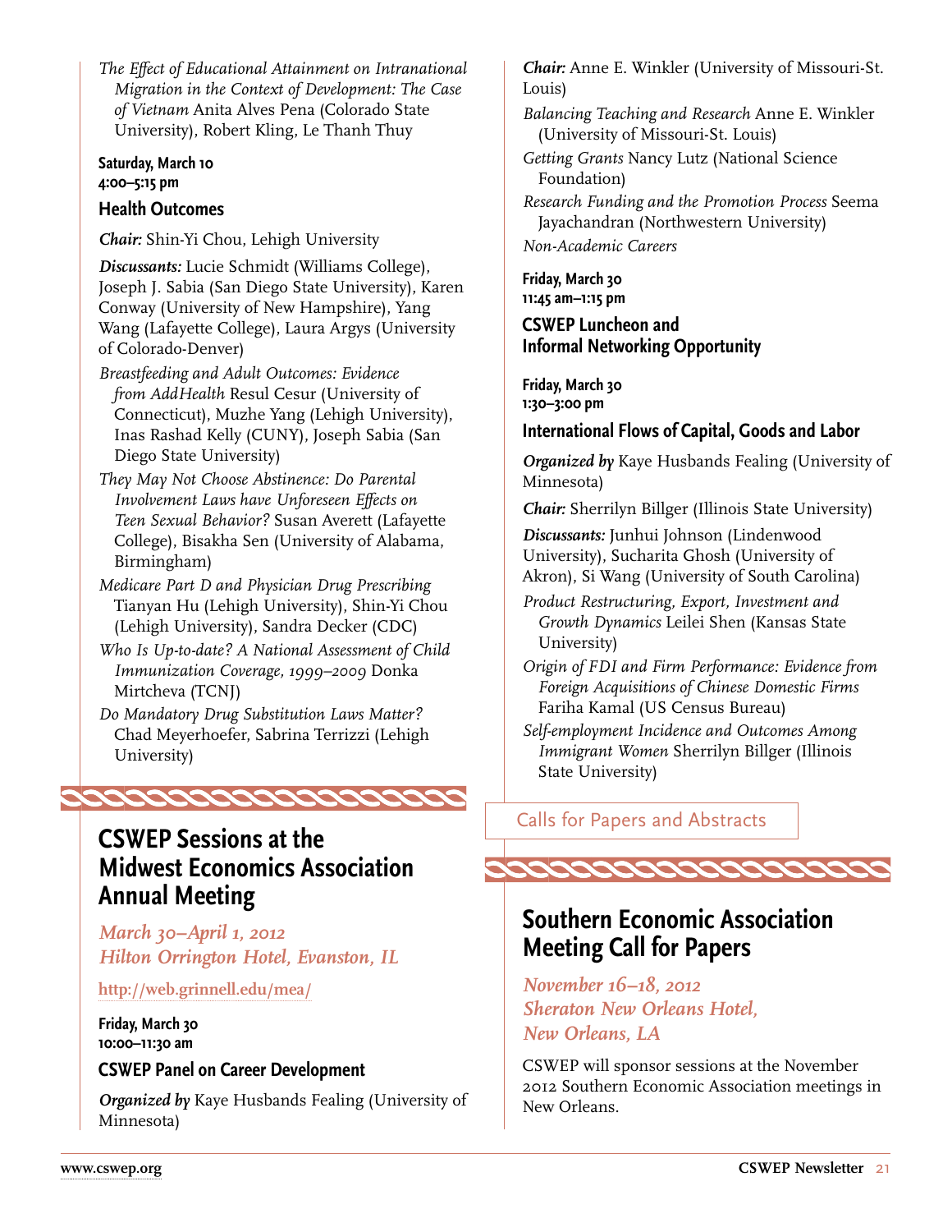*The Effect of Educational Attainment on Intranational Migration in the Context of Development: The Case of Vietnam* Anita Alves Pena (Colorado State University), Robert Kling, Le Thanh Thuy

**Saturday, March 10**
**4:00–5:15 pm**

### Health Outcomes

***Chair:*** Shin-Yi Chou, Lehigh University

***Discussants:*** Lucie Schmidt (Williams College), Joseph J. Sabia (San Diego State University), Karen Conway (University of New Hampshire), Yang Wang (Lafayette College), Laura Argys (University of Colorado-Denver)

*Breastfeeding and Adult Outcomes: Evidence from AddHealth* Resul Cesur (University of Connecticut), Muzhe Yang (Lehigh University), Inas Rashad Kelly (CUNY), Joseph Sabia (San Diego State University)

*They May Not Choose Abstinence: Do Parental Involvement Laws have Unforeseen Effects on Teen Sexual Behavior?* Susan Averett (Lafayette College), Bisakha Sen (University of Alabama, Birmingham)

*Medicare Part D and Physician Drug Prescribing* Tianyan Hu (Lehigh University), Shin-Yi Chou (Lehigh University), Sandra Decker (CDC)

*Who Is Up-to-date? A National Assessment of Child Immunization Coverage, 1999–2009* Donka Mirtcheva (TCNJ)

*Do Mandatory Drug Substitution Laws Matter?* Chad Meyerhoefer, Sabrina Terrizzi (Lehigh University)

## CSWEP Sessions at the Midwest Economics Association Annual Meeting

*March 30–April 1, 2012*
*Hilton Orrington Hotel, Evanston, IL*

http://web.grinnell.edu/mea/

**Friday, March 30**
**10:00–11:30 am**

### CSWEP Panel on Career Development

***Organized by*** Kaye Husbands Fealing (University of Minnesota)

***Chair:*** Anne E. Winkler (University of Missouri-St. Louis)

*Balancing Teaching and Research* Anne E. Winkler (University of Missouri-St. Louis)

*Getting Grants* Nancy Lutz (National Science Foundation)

*Research Funding and the Promotion Process* Seema Jayachandran (Northwestern University)

*Non-Academic Careers*

**Friday, March 30**
**11:45 am–1:15 pm**

### CSWEP Luncheon and Informal Networking Opportunity

**Friday, March 30**
**1:30–3:00 pm**

### International Flows of Capital, Goods and Labor

***Organized by*** Kaye Husbands Fealing (University of Minnesota)

***Chair:*** Sherrilyn Billger (Illinois State University)

***Discussants:*** Junhui Johnson (Lindenwood University), Sucharita Ghosh (University of Akron), Si Wang (University of South Carolina)

*Product Restructuring, Export, Investment and Growth Dynamics* Leilei Shen (Kansas State University)

*Origin of FDI and Firm Performance: Evidence from Foreign Acquisitions of Chinese Domestic Firms* Fariha Kamal (US Census Bureau)

*Self-employment Incidence and Outcomes Among Immigrant Women* Sherrilyn Billger (Illinois State University)

Calls for Papers and Abstracts

## Southern Economic Association Meeting Call for Papers

*November 16–18, 2012*
*Sheraton New Orleans Hotel, New Orleans, LA*

CSWEP will sponsor sessions at the November 2012 Southern Economic Association meetings in New Orleans.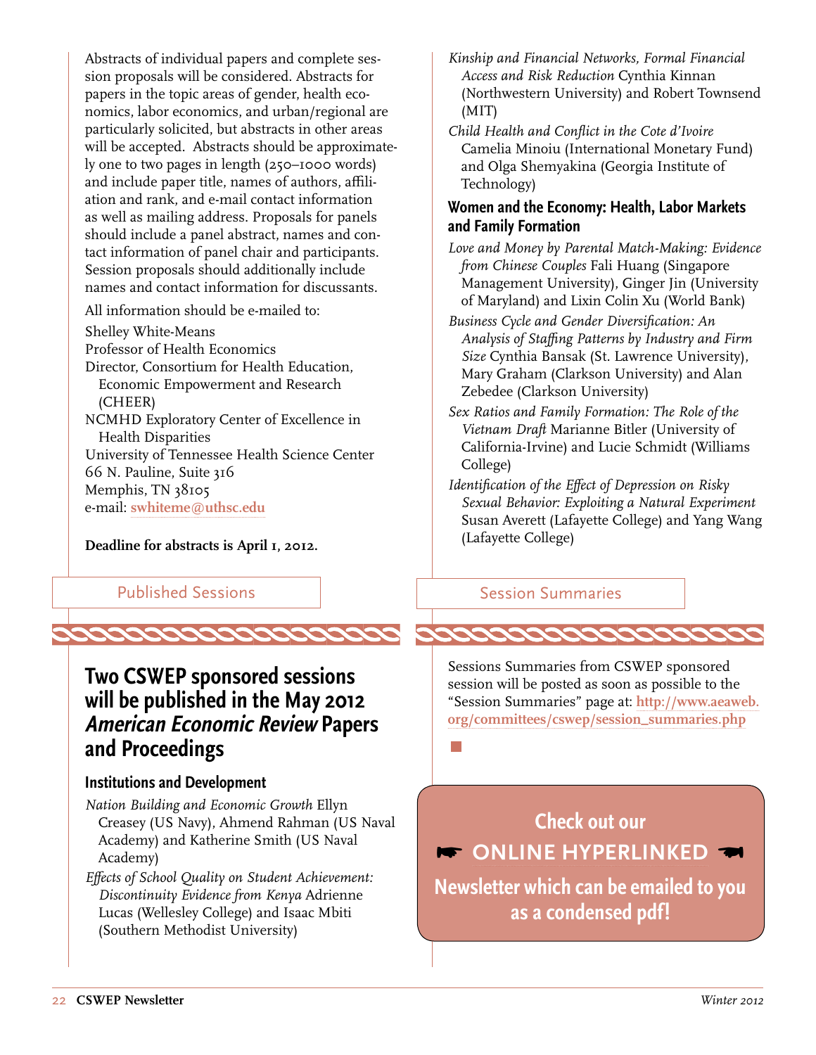Abstracts of individual papers and complete session proposals will be considered. Abstracts for papers in the topic areas of gender, health economics, labor economics, and urban/regional are particularly solicited, but abstracts in other areas will be accepted. Abstracts should be approximately one to two pages in length (250–1000 words) and include paper title, names of authors, affiliation and rank, and e-mail contact information as well as mailing address. Proposals for panels should include a panel abstract, names and contact information of panel chair and participants. Session proposals should additionally include names and contact information for discussants.

All information should be e-mailed to:

Shelley White-Means
Professor of Health Economics
Director, Consortium for Health Education, Economic Empowerment and Research (CHEER)
NCMHD Exploratory Center of Excellence in Health Disparities
University of Tennessee Health Science Center
66 N. Pauline, Suite 316
Memphis, TN 38105
e-mail: **swhiteme@uthsc.edu**

**Deadline for abstracts is April 1, 2012.**

## Published Sessions

# Two CSWEP sponsored sessions will be published in the May 2012 *American Economic Review* Papers and Proceedings

### Institutions and Development

*Nation Building and Economic Growth* Ellyn Creasey (US Navy), Ahmend Rahman (US Naval Academy) and Katherine Smith (US Naval Academy)

*Effects of School Quality on Student Achievement: Discontinuity Evidence from Kenya* Adrienne Lucas (Wellesley College) and Isaac Mbiti (Southern Methodist University)

*Kinship and Financial Networks, Formal Financial Access and Risk Reduction* Cynthia Kinnan (Northwestern University) and Robert Townsend (MIT)

*Child Health and Conflict in the Cote d'Ivoire* Camelia Minoiu (International Monetary Fund) and Olga Shemyakina (Georgia Institute of Technology)

### Women and the Economy: Health, Labor Markets and Family Formation

*Love and Money by Parental Match-Making: Evidence from Chinese Couples* Fali Huang (Singapore Management University), Ginger Jin (University of Maryland) and Lixin Colin Xu (World Bank)

*Business Cycle and Gender Diversification: An Analysis of Staffing Patterns by Industry and Firm Size* Cynthia Bansak (St. Lawrence University), Mary Graham (Clarkson University) and Alan Zebedee (Clarkson University)

*Sex Ratios and Family Formation: The Role of the Vietnam Draft* Marianne Bitler (University of California-Irvine) and Lucie Schmidt (Williams College)

*Identification of the Effect of Depression on Risky Sexual Behavior: Exploiting a Natural Experiment* Susan Averett (Lafayette College) and Yang Wang (Lafayette College)

## Session Summaries

Sessions Summaries from CSWEP sponsored session will be posted as soon as possible to the "Session Summaries" page at: **http://www.aeaweb.org/committees/cswep/session_summaries.php**

**Check out our ☛ ONLINE HYPERLINKED ☚ Newsletter which can be emailed to you as a condensed pdf!**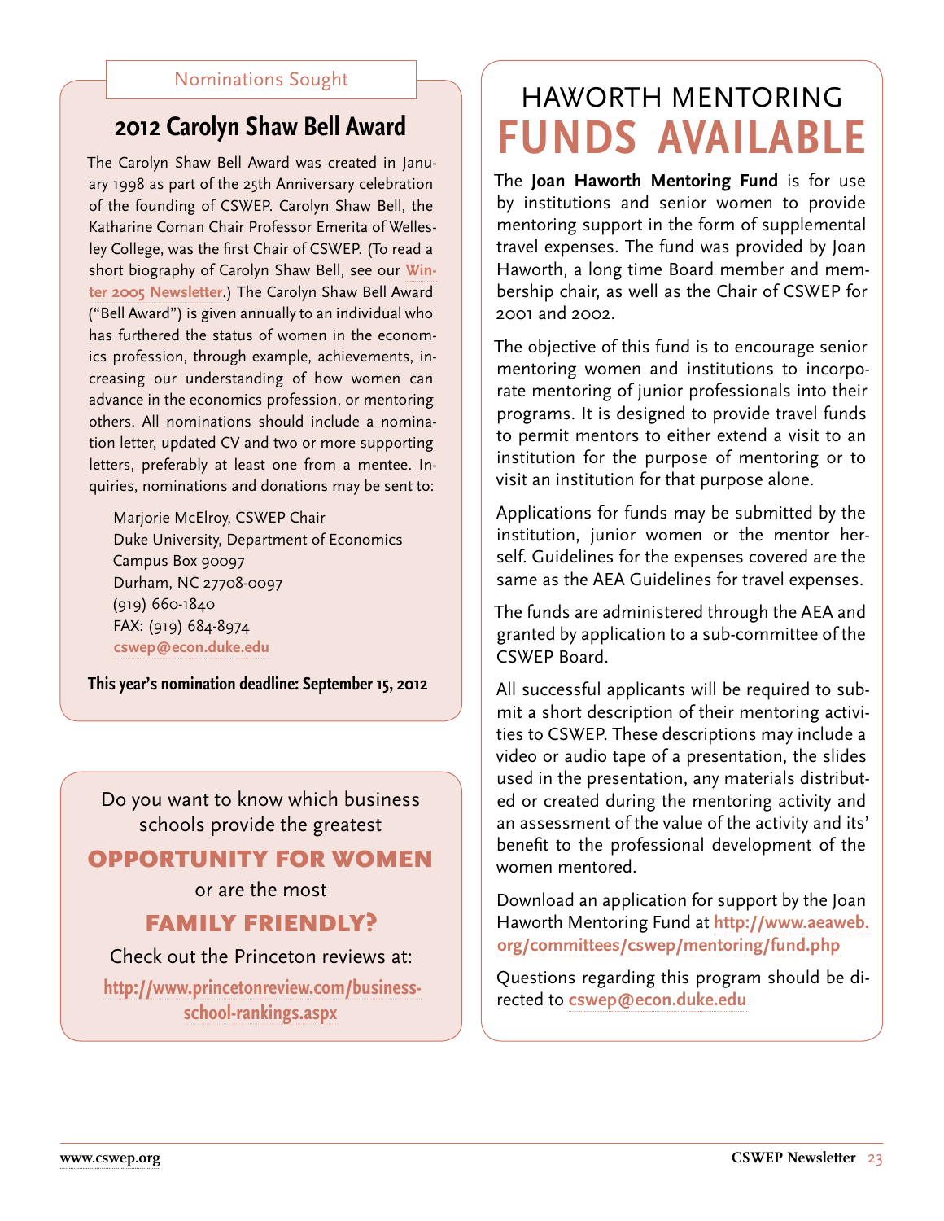Nominations Sought

## 2012 Carolyn Shaw Bell Award

The Carolyn Shaw Bell Award was created in January 1998 as part of the 25th Anniversary celebration of the founding of CSWEP. Carolyn Shaw Bell, the Katharine Coman Chair Professor Emerita of Wellesley College, was the first Chair of CSWEP. (To read a short biography of Carolyn Shaw Bell, see our Winter 2005 Newsletter.) The Carolyn Shaw Bell Award ("Bell Award") is given annually to an individual who has furthered the status of women in the economics profession, through example, achievements, increasing our understanding of how women can advance in the economics profession, or mentoring others. All nominations should include a nomination letter, updated CV and two or more supporting letters, preferably at least one from a mentee. Inquiries, nominations and donations may be sent to:

Marjorie McElroy, CSWEP Chair  
Duke University, Department of Economics  
Campus Box 90097  
Durham, NC 27708-0097  
(919) 660-1840  
FAX: (919) 684-8974  
cswep@econ.duke.edu

**This year's nomination deadline: September 15, 2012**

Do you want to know which business schools provide the greatest

**OPPORTUNITY FOR WOMEN**

or are the most

**FAMILY FRIENDLY?**

Check out the Princeton reviews at:

http://www.princetonreview.com/business-school-rankings.aspx

# HAWORTH MENTORING FUNDS AVAILABLE

The **Joan Haworth Mentoring Fund** is for use by institutions and senior women to provide mentoring support in the form of supplemental travel expenses. The fund was provided by Joan Haworth, a long time Board member and membership chair, as well as the Chair of CSWEP for 2001 and 2002.

The objective of this fund is to encourage senior mentoring women and institutions to incorporate mentoring of junior professionals into their programs. It is designed to provide travel funds to permit mentors to either extend a visit to an institution for the purpose of mentoring or to visit an institution for that purpose alone.

Applications for funds may be submitted by the institution, junior women or the mentor herself. Guidelines for the expenses covered are the same as the AEA Guidelines for travel expenses.

The funds are administered through the AEA and granted by application to a sub-committee of the CSWEP Board.

All successful applicants will be required to submit a short description of their mentoring activities to CSWEP. These descriptions may include a video or audio tape of a presentation, the slides used in the presentation, any materials distributed or created during the mentoring activity and an assessment of the value of the activity and its' benefit to the professional development of the women mentored.

Download an application for support by the Joan Haworth Mentoring Fund at **http://www.aeaweb.org/committees/cswep/mentoring/fund.php**

Questions regarding this program should be directed to **cswep@econ.duke.edu**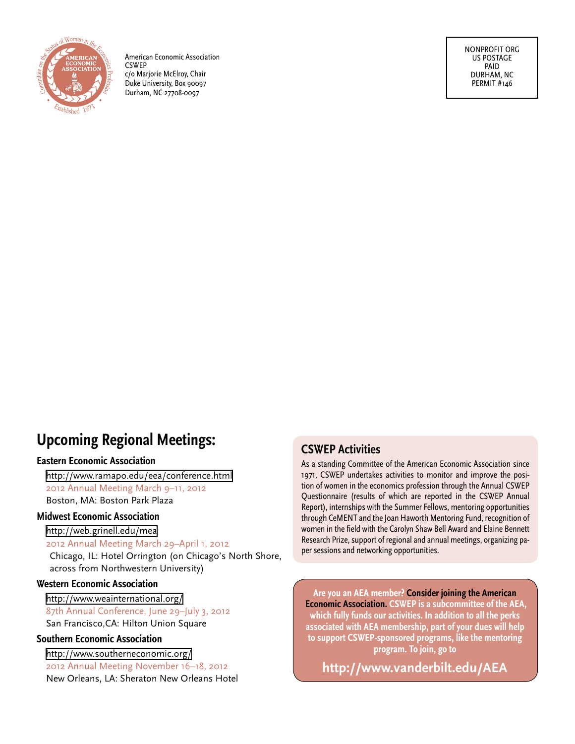American Economic Association
CSWEP
c/o Marjorie McElroy, Chair
Duke University, Box 90097
Durham, NC 27708-0097

NONPROFIT ORG
US POSTAGE
PAID
DURHAM, NC
PERMIT #146

## Upcoming Regional Meetings:

### Eastern Economic Association

http://www.ramapo.edu/eea/conference.html
2012 Annual Meeting March 9–11, 2012
Boston, MA: Boston Park Plaza

### Midwest Economic Association

http://web.grinell.edu/mea
2012 Annual Meeting March 29–April 1, 2012
Chicago, IL: Hotel Orrington (on Chicago's North Shore, across from Northwestern University)

### Western Economic Association

http://www.weainternational.org/
87th Annual Conference, June 29–July 3, 2012
San Francisco,CA: Hilton Union Square

### Southern Economic Association

http://www.southerneconomic.org/
2012 Annual Meeting November 16–18, 2012
New Orleans, LA: Sheraton New Orleans Hotel

## CSWEP Activities

As a standing Committee of the American Economic Association since 1971, CSWEP undertakes activities to monitor and improve the position of women in the economics profession through the Annual CSWEP Questionnaire (results of which are reported in the CSWEP Annual Report), internships with the Summer Fellows, mentoring opportunities through CeMENT and the Joan Haworth Mentoring Fund, recognition of women in the field with the Carolyn Shaw Bell Award and Elaine Bennett Research Prize, support of regional and annual meetings, organizing paper sessions and networking opportunities.

**Are you an AEA member? Consider joining the American Economic Association. CSWEP is a subcommittee of the AEA, which fully funds our activities. In addition to all the perks associated with AEA membership, part of your dues will help to support CSWEP-sponsored programs, like the mentoring program. To join, go to**

**http://www.vanderbilt.edu/AEA**